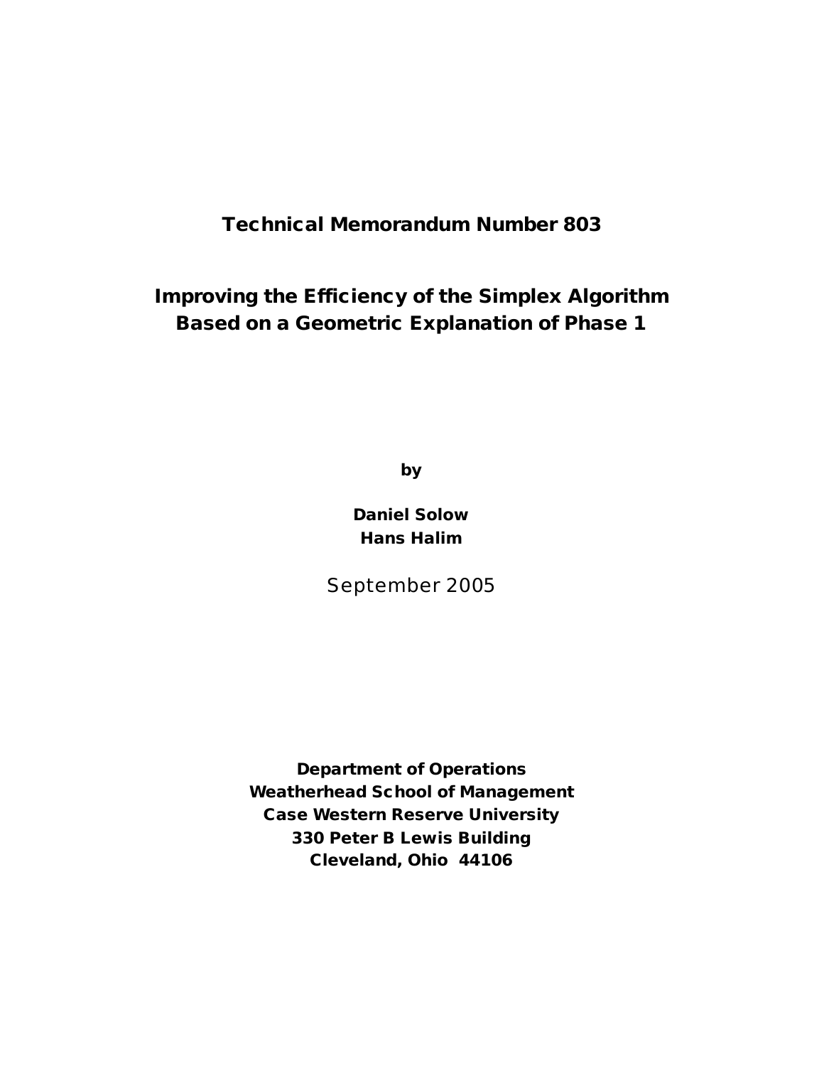**Technical Memorandum Number 803**

# Improving the Efficiency of the Simplex Algorithm Based on a Geometric Explanation of Phase 1

**by**

**Daniel Solow**
**Hans Halim**

September 2005

**Department of Operations**
**Weatherhead School of Management**
**Case Western Reserve University**
**330 Peter B Lewis Building**
**Cleveland, Ohio 44106**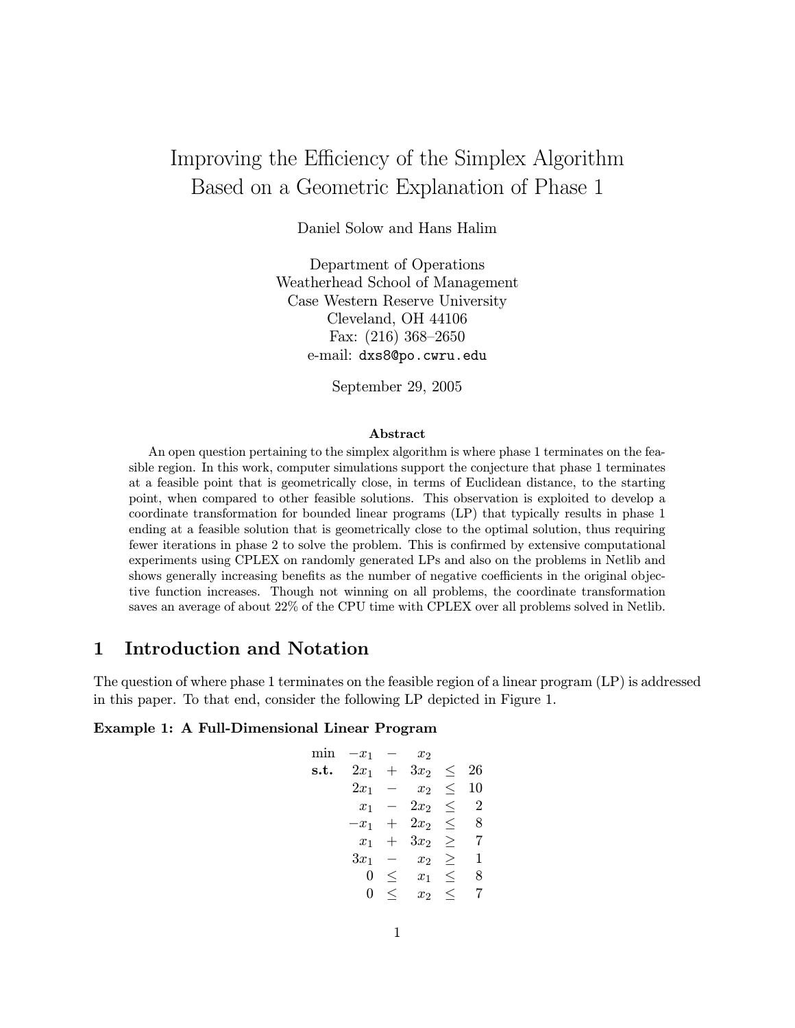# Improving the Efficiency of the Simplex Algorithm Based on a Geometric Explanation of Phase 1

Daniel Solow and Hans Halim

Department of Operations
Weatherhead School of Management
Case Western Reserve University
Cleveland, OH 44106
Fax: (216) 368–2650
e-mail: dxs8@po.cwru.edu

September 29, 2005

### Abstract

An open question pertaining to the simplex algorithm is where phase 1 terminates on the feasible region. In this work, computer simulations support the conjecture that phase 1 terminates at a feasible point that is geometrically close, in terms of Euclidean distance, to the starting point, when compared to other feasible solutions. This observation is exploited to develop a coordinate transformation for bounded linear programs (LP) that typically results in phase 1 ending at a feasible solution that is geometrically close to the optimal solution, thus requiring fewer iterations in phase 2 to solve the problem. This is confirmed by extensive computational experiments using CPLEX on randomly generated LPs and also on the problems in Netlib and shows generally increasing benefits as the number of negative coefficients in the original objective function increases. Though not winning on all problems, the coordinate transformation saves an average of about 22% of the CPU time with CPLEX over all problems solved in Netlib.

## 1 Introduction and Notation

The question of where phase 1 terminates on the feasible region of a linear program (LP) is addressed in this paper. To that end, consider the following LP depicted in Figure 1.

**Example 1: A Full-Dimensional Linear Program**

$$
\begin{array}{rrcrcr}
\min & -x_1 & - & x_2 & & \\
\textbf{s.t.} & 2x_1 & + & 3x_2 & \leq & 26 \\
& 2x_1 & - & x_2 & \leq & 10 \\
& x_1 & - & 2x_2 & \leq & 2 \\
& -x_1 & + & 2x_2 & \leq & 8 \\
& x_1 & + & 3x_2 & \geq & 7 \\
& 3x_1 & - & x_2 & \geq & 1 \\
& 0 & \leq & x_1 & \leq & 8 \\
& 0 & \leq & x_2 & \leq & 7
\end{array}
$$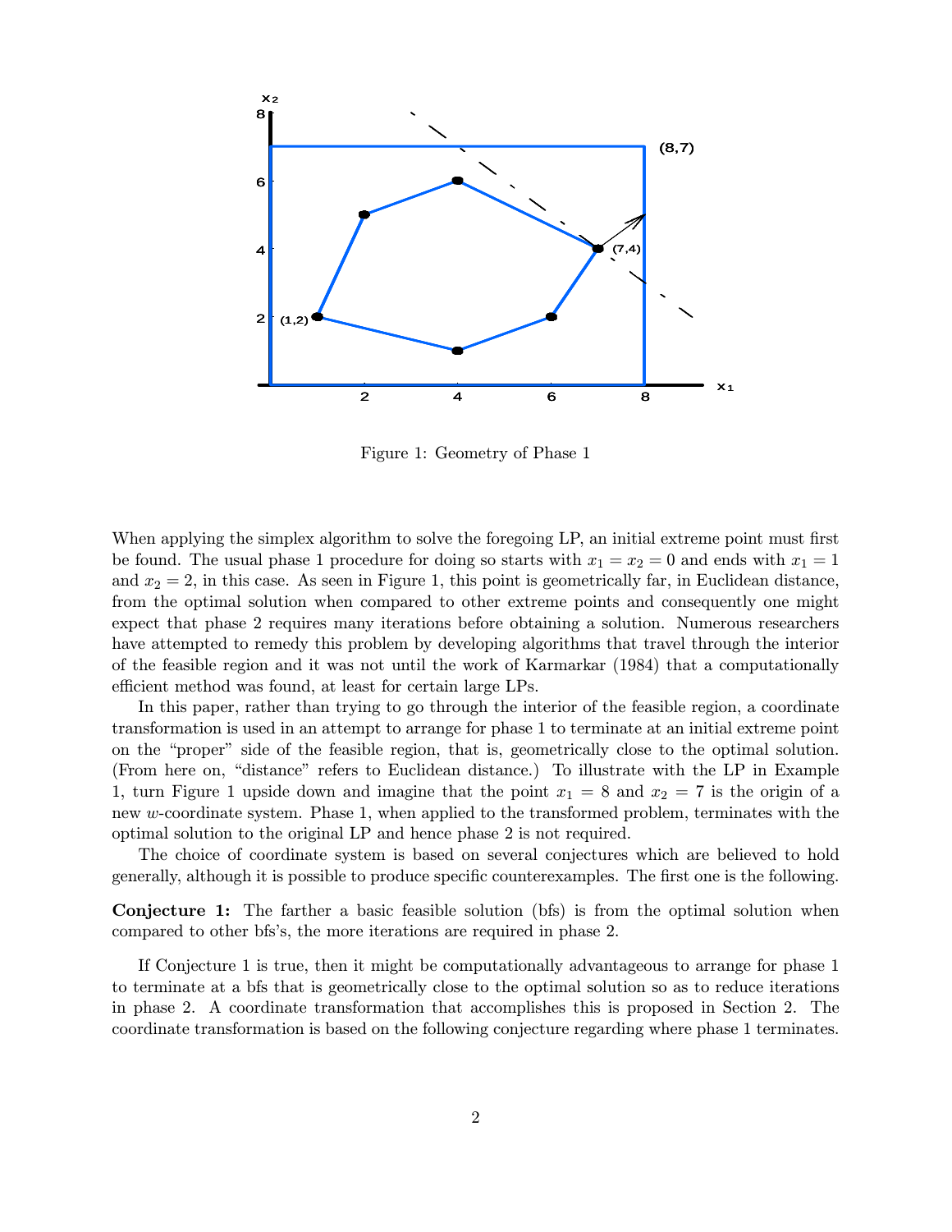Figure 1: Geometry of Phase 1

When applying the simplex algorithm to solve the foregoing LP, an initial extreme point must first be found. The usual phase 1 procedure for doing so starts with $x_1 = x_2 = 0$ and ends with $x_1 = 1$ and $x_2 = 2$, in this case. As seen in Figure 1, this point is geometrically far, in Euclidean distance, from the optimal solution when compared to other extreme points and consequently one might expect that phase 2 requires many iterations before obtaining a solution. Numerous researchers have attempted to remedy this problem by developing algorithms that travel through the interior of the feasible region and it was not until the work of Karmarkar (1984) that a computationally efficient method was found, at least for certain large LPs.

In this paper, rather than trying to go through the interior of the feasible region, a coordinate transformation is used in an attempt to arrange for phase 1 to terminate at an initial extreme point on the "proper" side of the feasible region, that is, geometrically close to the optimal solution. (From here on, "distance" refers to Euclidean distance.) To illustrate with the LP in Example 1, turn Figure 1 upside down and imagine that the point $x_1 = 8$ and $x_2 = 7$ is the origin of a new $w$-coordinate system. Phase 1, when applied to the transformed problem, terminates with the optimal solution to the original LP and hence phase 2 is not required.

The choice of coordinate system is based on several conjectures which are believed to hold generally, although it is possible to produce specific counterexamples. The first one is the following.

**Conjecture 1:** The farther a basic feasible solution (bfs) is from the optimal solution when compared to other bfs's, the more iterations are required in phase 2.

If Conjecture 1 is true, then it might be computationally advantageous to arrange for phase 1 to terminate at a bfs that is geometrically close to the optimal solution so as to reduce iterations in phase 2. A coordinate transformation that accomplishes this is proposed in Section 2. The coordinate transformation is based on the following conjecture regarding where phase 1 terminates.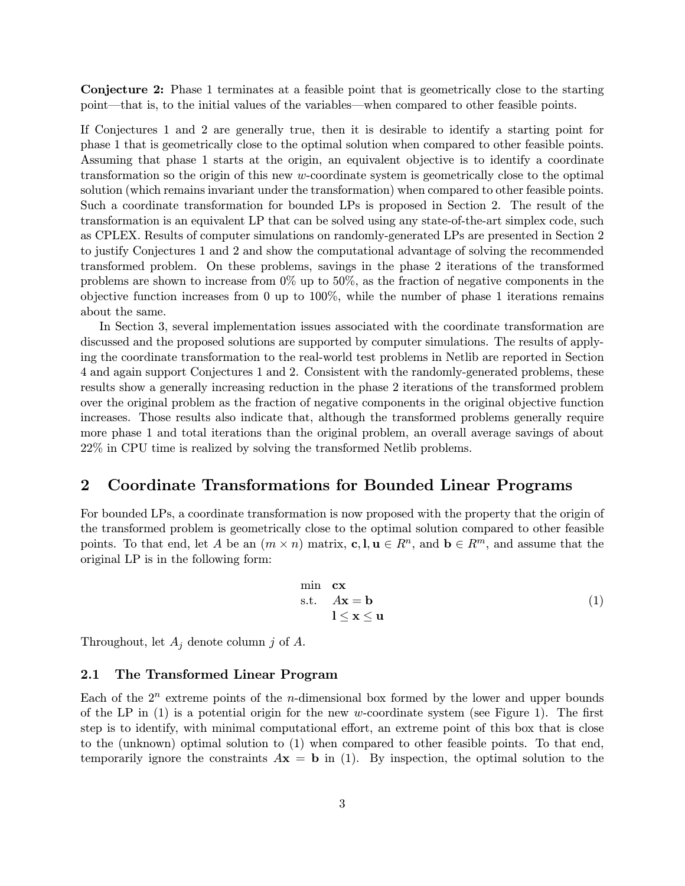**Conjecture 2:** Phase 1 terminates at a feasible point that is geometrically close to the starting point—that is, to the initial values of the variables—when compared to other feasible points.

If Conjectures 1 and 2 are generally true, then it is desirable to identify a starting point for phase 1 that is geometrically close to the optimal solution when compared to other feasible points. Assuming that phase 1 starts at the origin, an equivalent objective is to identify a coordinate transformation so the origin of this new $w$-coordinate system is geometrically close to the optimal solution (which remains invariant under the transformation) when compared to other feasible points. Such a coordinate transformation for bounded LPs is proposed in Section 2. The result of the transformation is an equivalent LP that can be solved using any state-of-the-art simplex code, such as CPLEX. Results of computer simulations on randomly-generated LPs are presented in Section 2 to justify Conjectures 1 and 2 and show the computational advantage of solving the recommended transformed problem. On these problems, savings in the phase 2 iterations of the transformed problems are shown to increase from 0% up to 50%, as the fraction of negative components in the objective function increases from 0 up to 100%, while the number of phase 1 iterations remains about the same.

In Section 3, several implementation issues associated with the coordinate transformation are discussed and the proposed solutions are supported by computer simulations. The results of applying the coordinate transformation to the real-world test problems in Netlib are reported in Section 4 and again support Conjectures 1 and 2. Consistent with the randomly-generated problems, these results show a generally increasing reduction in the phase 2 iterations of the transformed problem over the original problem as the fraction of negative components in the original objective function increases. Those results also indicate that, although the transformed problems generally require more phase 1 and total iterations than the original problem, an overall average savings of about 22% in CPU time is realized by solving the transformed Netlib problems.

## 2 Coordinate Transformations for Bounded Linear Programs

For bounded LPs, a coordinate transformation is now proposed with the property that the origin of the transformed problem is geometrically close to the optimal solution compared to other feasible points. To that end, let $A$ be an $(m \times n)$ matrix, $\mathbf{c}, \mathbf{l}, \mathbf{u} \in R^n$, and $\mathbf{b} \in R^m$, and assume that the original LP is in the following form:

$$\begin{array}{ll} \min & \mathbf{cx} \\ \text{s.t.} & A\mathbf{x} = \mathbf{b} \\ & \mathbf{l} \leq \mathbf{x} \leq \mathbf{u} \end{array} \tag{1}$$

Throughout, let $A_j$ denote column $j$ of $A$.

### 2.1 The Transformed Linear Program

Each of the $2^n$ extreme points of the $n$-dimensional box formed by the lower and upper bounds of the LP in (1) is a potential origin for the new $w$-coordinate system (see Figure 1). The first step is to identify, with minimal computational effort, an extreme point of this box that is close to the (unknown) optimal solution to (1) when compared to other feasible points. To that end, temporarily ignore the constraints $A\mathbf{x} = \mathbf{b}$ in (1). By inspection, the optimal solution to the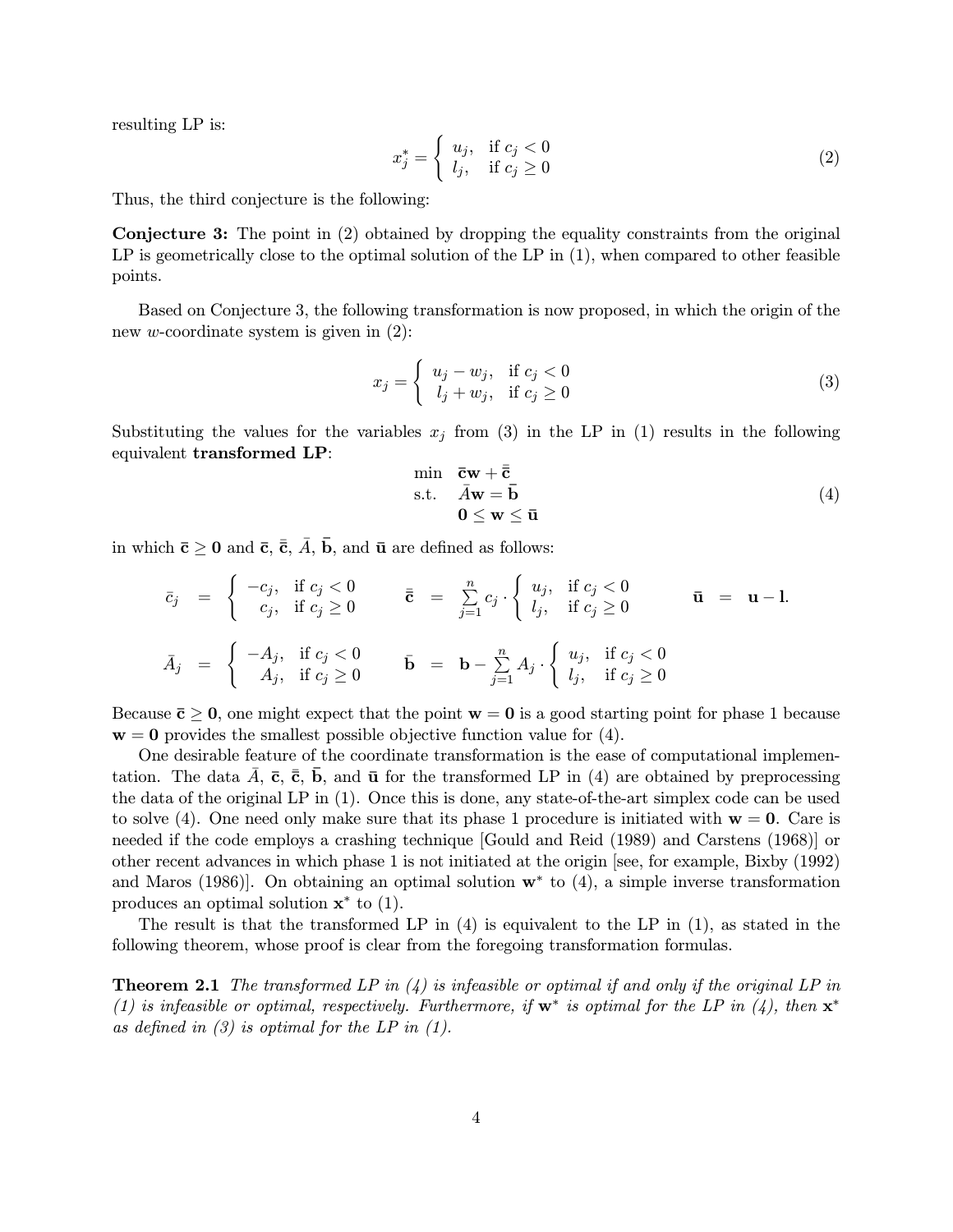resulting LP is:

$$x_j^* = \begin{cases} u_j, & \text{if } c_j < 0 \\ l_j, & \text{if } c_j \geq 0 \end{cases} \tag{2}$$

Thus, the third conjecture is the following:

**Conjecture 3:** The point in (2) obtained by dropping the equality constraints from the original LP is geometrically close to the optimal solution of the LP in (1), when compared to other feasible points.

Based on Conjecture 3, the following transformation is now proposed, in which the origin of the new $w$-coordinate system is given in (2):

$$x_j = \begin{cases} u_j - w_j, & \text{if } c_j < 0 \\ l_j + w_j, & \text{if } c_j \geq 0 \end{cases} \tag{3}$$

Substituting the values for the variables $x_j$ from (3) in the LP in (1) results in the following equivalent **transformed LP**:

$$\begin{array}{ll} \min & \bar{\mathbf{c}}\mathbf{w} + \bar{\bar{\mathbf{c}}} \\ \text{s.t.} & \bar{A}\mathbf{w} = \bar{\mathbf{b}} \\ & \mathbf{0} \leq \mathbf{w} \leq \bar{\mathbf{u}} \end{array} \tag{4}$$

in which $\bar{\mathbf{c}} \geq \mathbf{0}$ and $\bar{\mathbf{c}}$, $\bar{\bar{\mathbf{c}}}$, $\bar{A}$, $\bar{\mathbf{b}}$, and $\bar{\mathbf{u}}$ are defined as follows:

$$\bar{c}_j = \begin{cases} -c_j, & \text{if } c_j < 0 \\ c_j, & \text{if } c_j \geq 0 \end{cases} \qquad \bar{\bar{\mathbf{c}}} = \sum_{j=1}^{n} c_j \cdot \begin{cases} u_j, & \text{if } c_j < 0 \\ l_j, & \text{if } c_j \geq 0 \end{cases} \qquad \bar{\mathbf{u}} = \mathbf{u} - \mathbf{l}.$$

$$\bar{A}_j = \begin{cases} -A_j, & \text{if } c_j < 0 \\ A_j, & \text{if } c_j \geq 0 \end{cases} \qquad \bar{\mathbf{b}} = \mathbf{b} - \sum_{j=1}^{n} A_j \cdot \begin{cases} u_j, & \text{if } c_j < 0 \\ l_j, & \text{if } c_j \geq 0 \end{cases}$$

Because $\bar{\mathbf{c}} \geq \mathbf{0}$, one might expect that the point $\mathbf{w} = \mathbf{0}$ is a good starting point for phase 1 because $\mathbf{w} = \mathbf{0}$ provides the smallest possible objective function value for (4).

One desirable feature of the coordinate transformation is the ease of computational implementation. The data $\bar{A}$, $\bar{\mathbf{c}}$, $\bar{\bar{\mathbf{c}}}$, $\bar{\mathbf{b}}$, and $\bar{\mathbf{u}}$ for the transformed LP in (4) are obtained by preprocessing the data of the original LP in (1). Once this is done, any state-of-the-art simplex code can be used to solve (4). One need only make sure that its phase 1 procedure is initiated with $\mathbf{w} = \mathbf{0}$. Care is needed if the code employs a crashing technique [Gould and Reid (1989) and Carstens (1968)] or other recent advances in which phase 1 is not initiated at the origin [see, for example, Bixby (1992) and Maros (1986)]. On obtaining an optimal solution $\mathbf{w}^*$ to (4), a simple inverse transformation produces an optimal solution $\mathbf{x}^*$ to (1).

The result is that the transformed LP in (4) is equivalent to the LP in (1), as stated in the following theorem, whose proof is clear from the foregoing transformation formulas.

**Theorem 2.1** *The transformed LP in (4) is infeasible or optimal if and only if the original LP in (1) is infeasible or optimal, respectively. Furthermore, if $\mathbf{w}^*$ is optimal for the LP in (4), then $\mathbf{x}^*$ as defined in (3) is optimal for the LP in (1).*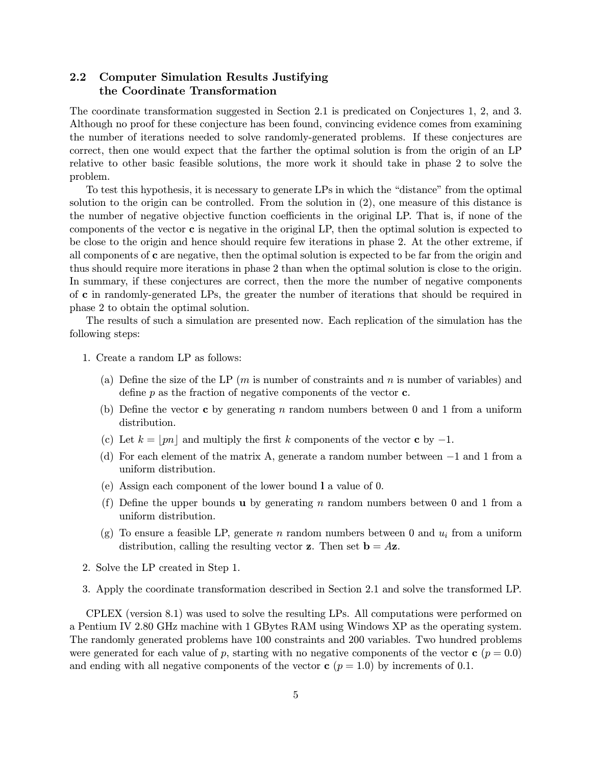## 2.2 Computer Simulation Results Justifying the Coordinate Transformation

The coordinate transformation suggested in Section 2.1 is predicated on Conjectures 1, 2, and 3. Although no proof for these conjecture has been found, convincing evidence comes from examining the number of iterations needed to solve randomly-generated problems. If these conjectures are correct, then one would expect that the farther the optimal solution is from the origin of an LP relative to other basic feasible solutions, the more work it should take in phase 2 to solve the problem.

To test this hypothesis, it is necessary to generate LPs in which the "distance" from the optimal solution to the origin can be controlled. From the solution in (2), one measure of this distance is the number of negative objective function coefficients in the original LP. That is, if none of the components of the vector $\mathbf{c}$ is negative in the original LP, then the optimal solution is expected to be close to the origin and hence should require few iterations in phase 2. At the other extreme, if all components of $\mathbf{c}$ are negative, then the optimal solution is expected to be far from the origin and thus should require more iterations in phase 2 than when the optimal solution is close to the origin. In summary, if these conjectures are correct, then the more the number of negative components of $\mathbf{c}$ in randomly-generated LPs, the greater the number of iterations that should be required in phase 2 to obtain the optimal solution.

The results of such a simulation are presented now. Each replication of the simulation has the following steps:

1. Create a random LP as follows:
   (a) Define the size of the LP ($m$ is number of constraints and $n$ is number of variables) and define $p$ as the fraction of negative components of the vector $\mathbf{c}$.
   (b) Define the vector $\mathbf{c}$ by generating $n$ random numbers between 0 and 1 from a uniform distribution.
   (c) Let $k = \lfloor pn \rfloor$ and multiply the first $k$ components of the vector $\mathbf{c}$ by $-1$.
   (d) For each element of the matrix A, generate a random number between $-1$ and 1 from a uniform distribution.
   (e) Assign each component of the lower bound $\mathbf{l}$ a value of 0.
   (f) Define the upper bounds $\mathbf{u}$ by generating $n$ random numbers between 0 and 1 from a uniform distribution.
   (g) To ensure a feasible LP, generate $n$ random numbers between 0 and $u_i$ from a uniform distribution, calling the resulting vector $\mathbf{z}$. Then set $\mathbf{b} = A\mathbf{z}$.
2. Solve the LP created in Step 1.
3. Apply the coordinate transformation described in Section 2.1 and solve the transformed LP.

CPLEX (version 8.1) was used to solve the resulting LPs. All computations were performed on a Pentium IV 2.80 GHz machine with 1 GBytes RAM using Windows XP as the operating system. The randomly generated problems have 100 constraints and 200 variables. Two hundred problems were generated for each value of $p$, starting with no negative components of the vector $\mathbf{c}$ ($p = 0.0$) and ending with all negative components of the vector $\mathbf{c}$ ($p = 1.0$) by increments of 0.1.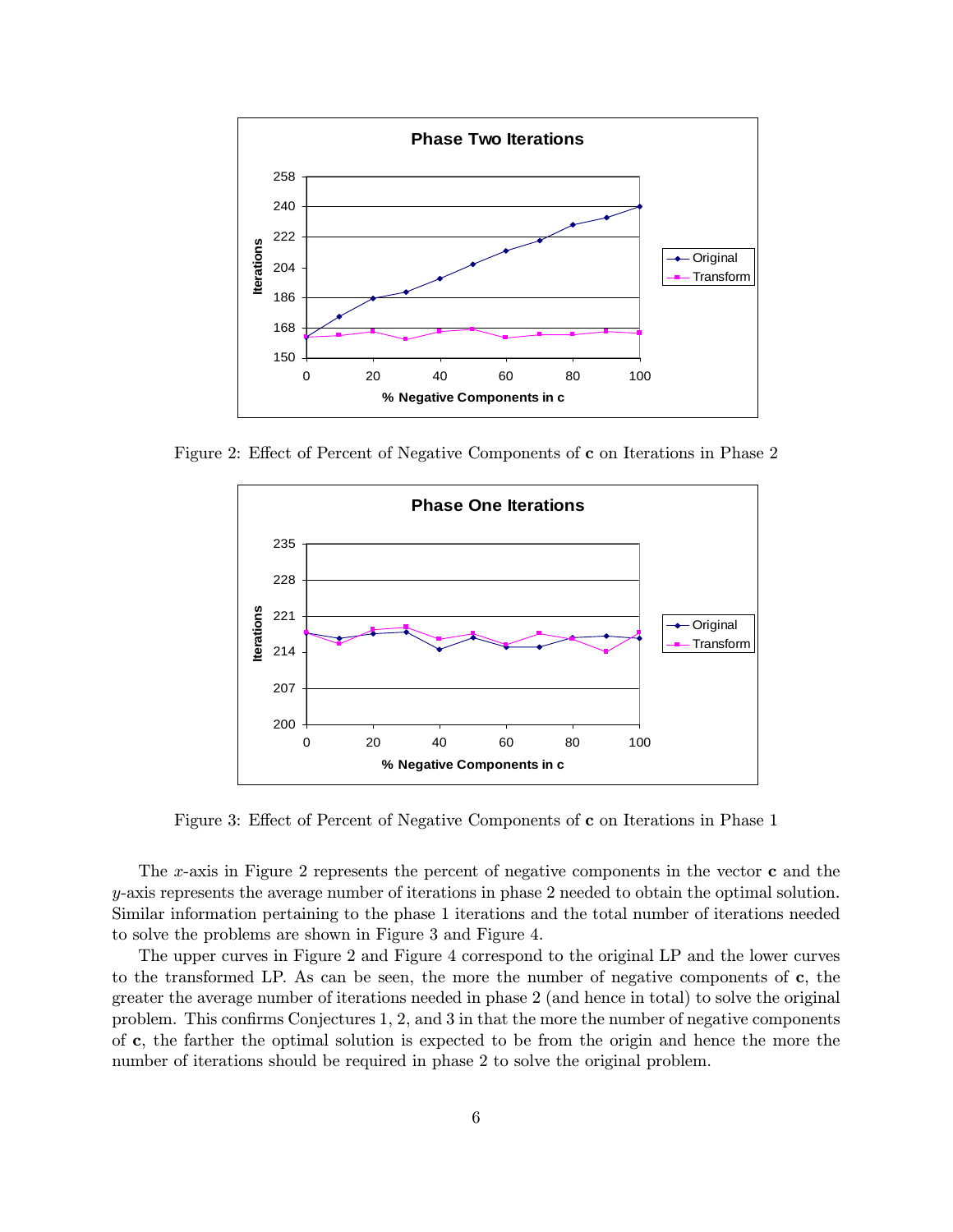Figure 2: Effect of Percent of Negative Components of **c** on Iterations in Phase 2

Figure 3: Effect of Percent of Negative Components of **c** on Iterations in Phase 1

The $x$-axis in Figure 2 represents the percent of negative components in the vector **c** and the $y$-axis represents the average number of iterations in phase 2 needed to obtain the optimal solution. Similar information pertaining to the phase 1 iterations and the total number of iterations needed to solve the problems are shown in Figure 3 and Figure 4.

The upper curves in Figure 2 and Figure 4 correspond to the original LP and the lower curves to the transformed LP. As can be seen, the more the number of negative components of **c**, the greater the average number of iterations needed in phase 2 (and hence in total) to solve the original problem. This confirms Conjectures 1, 2, and 3 in that the more the number of negative components of **c**, the farther the optimal solution is expected to be from the origin and hence the more the number of iterations should be required in phase 2 to solve the original problem.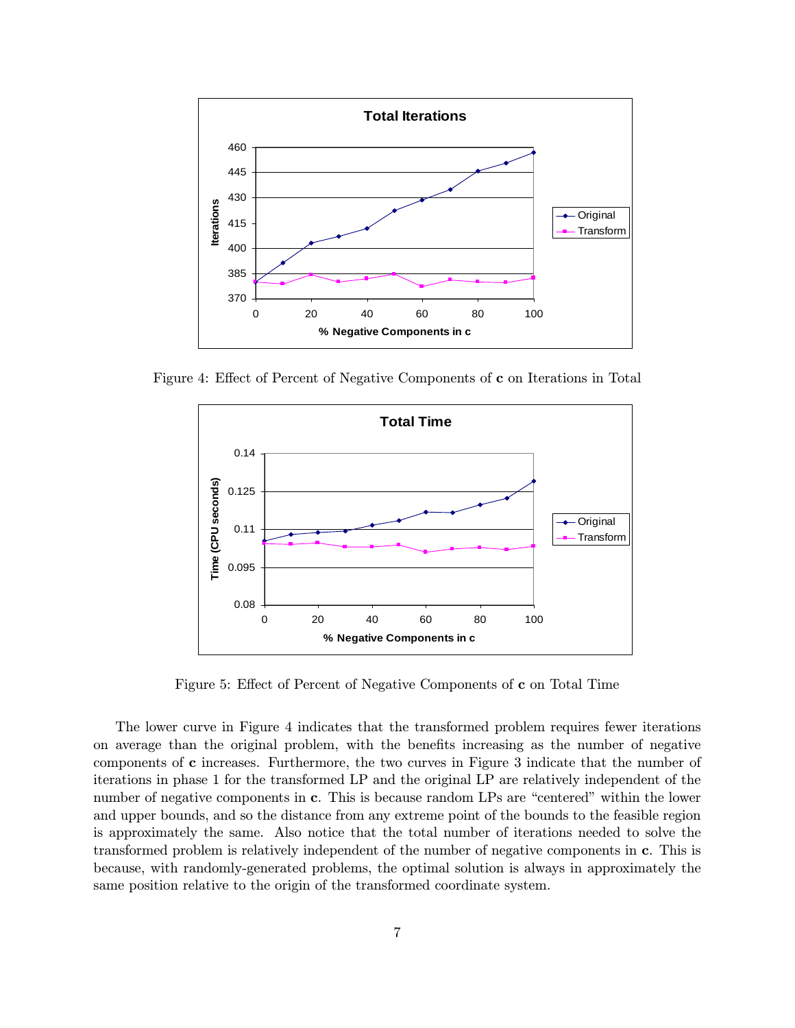Figure 4: Effect of Percent of Negative Components of **c** on Iterations in Total

Figure 5: Effect of Percent of Negative Components of **c** on Total Time

The lower curve in Figure 4 indicates that the transformed problem requires fewer iterations on average than the original problem, with the benefits increasing as the number of negative components of **c** increases. Furthermore, the two curves in Figure 3 indicate that the number of iterations in phase 1 for the transformed LP and the original LP are relatively independent of the number of negative components in **c**. This is because random LPs are "centered" within the lower and upper bounds, and so the distance from any extreme point of the bounds to the feasible region is approximately the same. Also notice that the total number of iterations needed to solve the transformed problem is relatively independent of the number of negative components in **c**. This is because, with randomly-generated problems, the optimal solution is always in approximately the same position relative to the origin of the transformed coordinate system.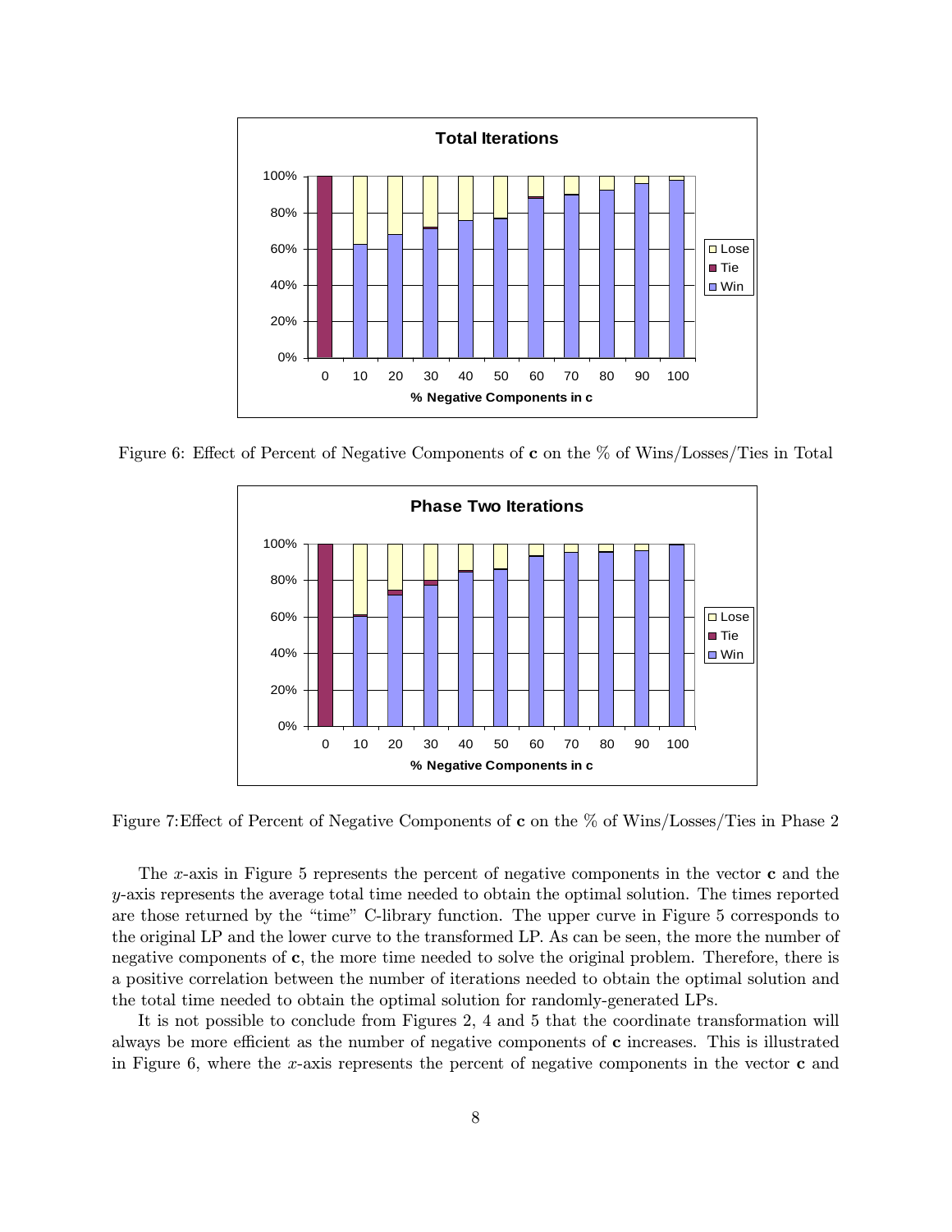Figure 6: Effect of Percent of Negative Components of **c** on the % of Wins/Losses/Ties in Total

Figure 7:Effect of Percent of Negative Components of **c** on the % of Wins/Losses/Ties in Phase 2

The $x$-axis in Figure 5 represents the percent of negative components in the vector **c** and the $y$-axis represents the average total time needed to obtain the optimal solution. The times reported are those returned by the "time" C-library function. The upper curve in Figure 5 corresponds to the original LP and the lower curve to the transformed LP. As can be seen, the more the number of negative components of **c**, the more time needed to solve the original problem. Therefore, there is a positive correlation between the number of iterations needed to obtain the optimal solution and the total time needed to obtain the optimal solution for randomly-generated LPs.

It is not possible to conclude from Figures 2, 4 and 5 that the coordinate transformation will always be more efficient as the number of negative components of **c** increases. This is illustrated in Figure 6, where the $x$-axis represents the percent of negative components in the vector **c** and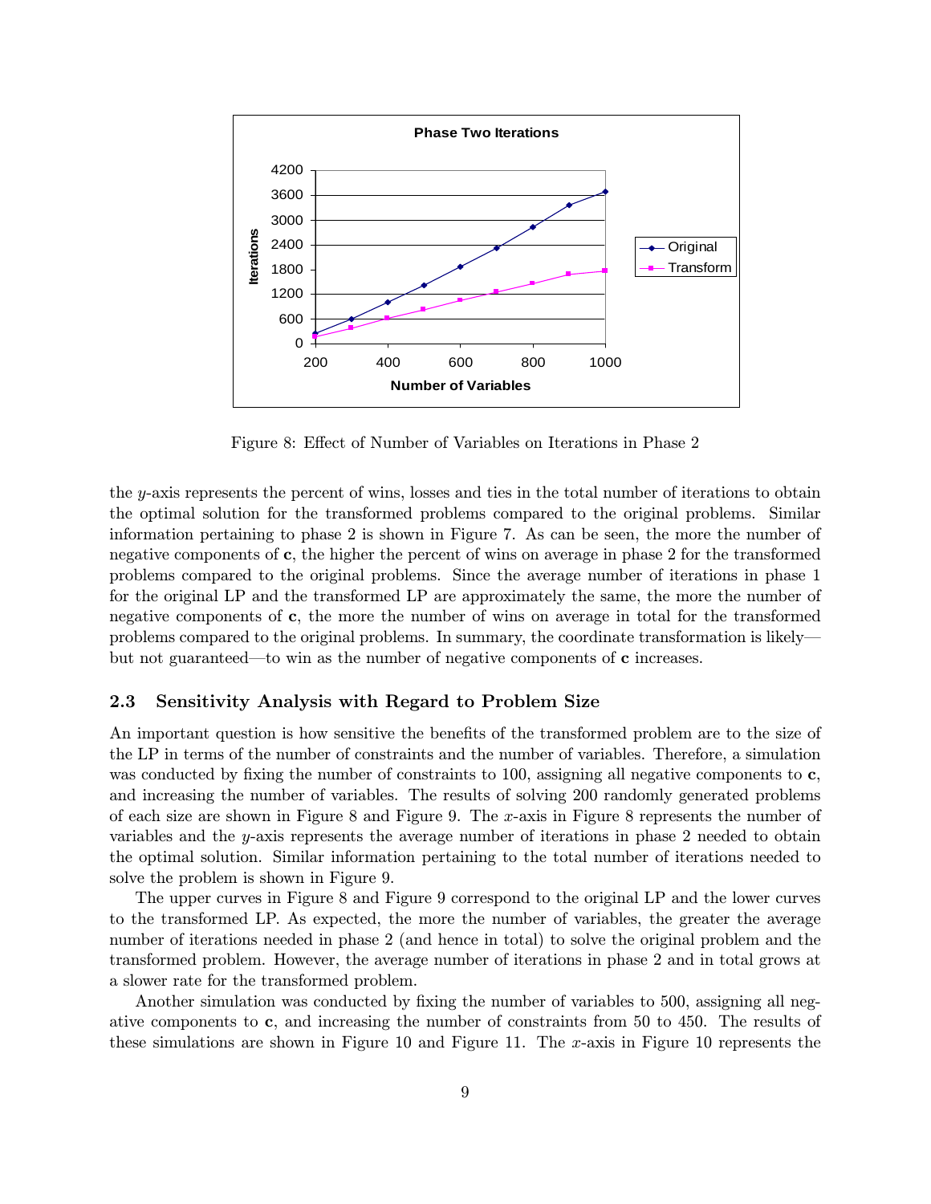Figure 8: Effect of Number of Variables on Iterations in Phase 2

the $y$-axis represents the percent of wins, losses and ties in the total number of iterations to obtain the optimal solution for the transformed problems compared to the original problems. Similar information pertaining to phase 2 is shown in Figure 7. As can be seen, the more the number of negative components of $\mathbf{c}$, the higher the percent of wins on average in phase 2 for the transformed problems compared to the original problems. Since the average number of iterations in phase 1 for the original LP and the transformed LP are approximately the same, the more the number of negative components of $\mathbf{c}$, the more the number of wins on average in total for the transformed problems compared to the original problems. In summary, the coordinate transformation is likely—but not guaranteed—to win as the number of negative components of $\mathbf{c}$ increases.

### 2.3 Sensitivity Analysis with Regard to Problem Size

An important question is how sensitive the benefits of the transformed problem are to the size of the LP in terms of the number of constraints and the number of variables. Therefore, a simulation was conducted by fixing the number of constraints to 100, assigning all negative components to $\mathbf{c}$, and increasing the number of variables. The results of solving 200 randomly generated problems of each size are shown in Figure 8 and Figure 9. The $x$-axis in Figure 8 represents the number of variables and the $y$-axis represents the average number of iterations in phase 2 needed to obtain the optimal solution. Similar information pertaining to the total number of iterations needed to solve the problem is shown in Figure 9.

The upper curves in Figure 8 and Figure 9 correspond to the original LP and the lower curves to the transformed LP. As expected, the more the number of variables, the greater the average number of iterations needed in phase 2 (and hence in total) to solve the original problem and the transformed problem. However, the average number of iterations in phase 2 and in total grows at a slower rate for the transformed problem.

Another simulation was conducted by fixing the number of variables to 500, assigning all negative components to $\mathbf{c}$, and increasing the number of constraints from 50 to 450. The results of these simulations are shown in Figure 10 and Figure 11. The $x$-axis in Figure 10 represents the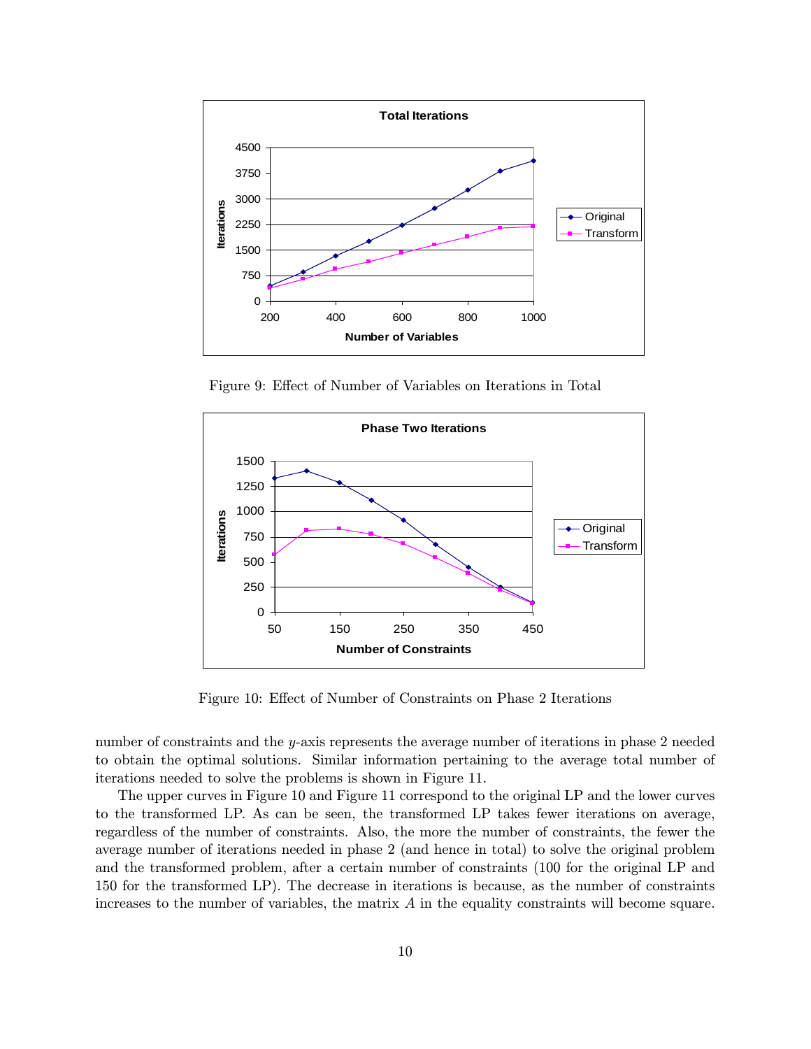Figure 9: Effect of Number of Variables on Iterations in Total

Figure 10: Effect of Number of Constraints on Phase 2 Iterations

number of constraints and the $y$-axis represents the average number of iterations in phase 2 needed to obtain the optimal solutions. Similar information pertaining to the average total number of iterations needed to solve the problems is shown in Figure 11.

The upper curves in Figure 10 and Figure 11 correspond to the original LP and the lower curves to the transformed LP. As can be seen, the transformed LP takes fewer iterations on average, regardless of the number of constraints. Also, the more the number of constraints, the fewer the average number of iterations needed in phase 2 (and hence in total) to solve the original problem and the transformed problem, after a certain number of constraints (100 for the original LP and 150 for the transformed LP). The decrease in iterations is because, as the number of constraints increases to the number of variables, the matrix $A$ in the equality constraints will become square.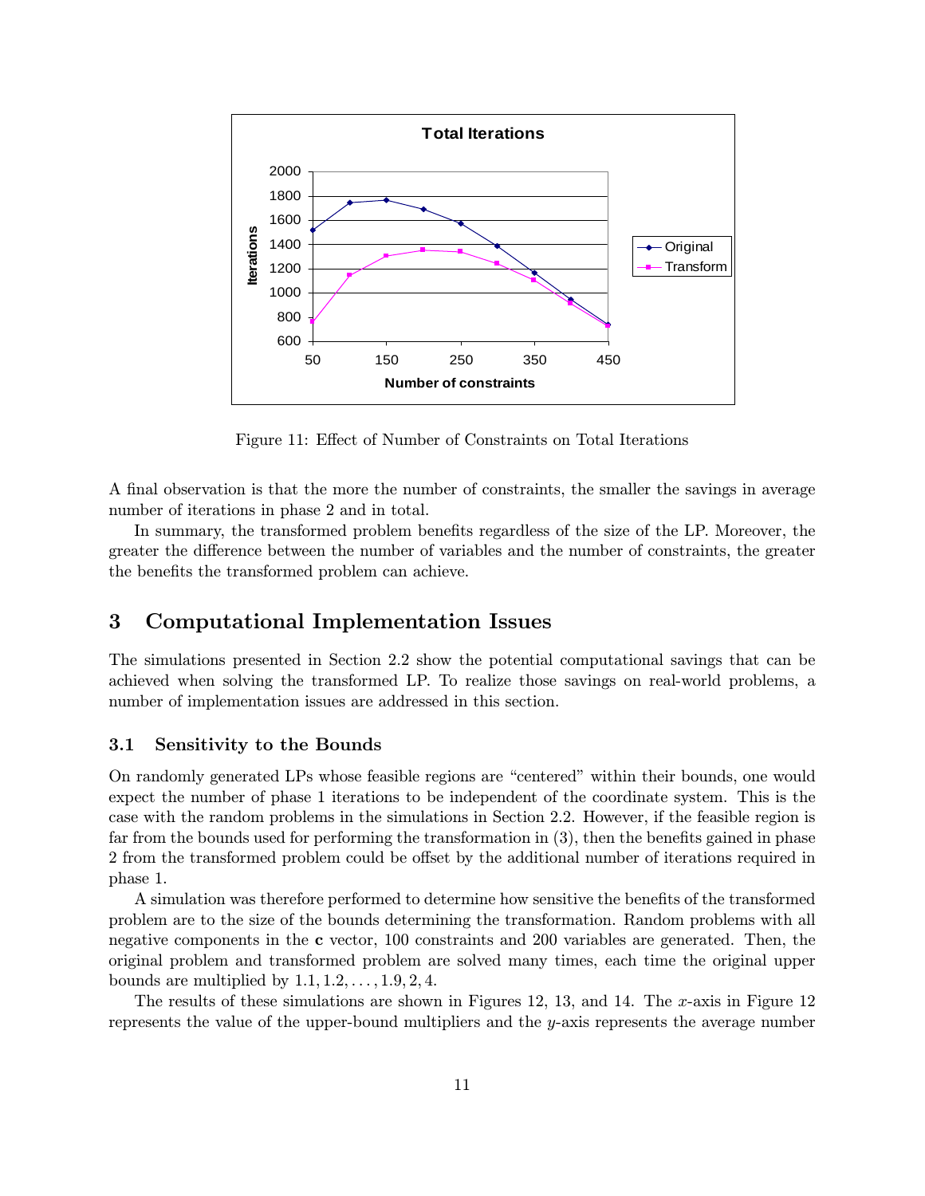Figure 11: Effect of Number of Constraints on Total Iterations

A final observation is that the more the number of constraints, the smaller the savings in average number of iterations in phase 2 and in total.

In summary, the transformed problem benefits regardless of the size of the LP. Moreover, the greater the difference between the number of variables and the number of constraints, the greater the benefits the transformed problem can achieve.

# 3 Computational Implementation Issues

The simulations presented in Section 2.2 show the potential computational savings that can be achieved when solving the transformed LP. To realize those savings on real-world problems, a number of implementation issues are addressed in this section.

## 3.1 Sensitivity to the Bounds

On randomly generated LPs whose feasible regions are "centered" within their bounds, one would expect the number of phase 1 iterations to be independent of the coordinate system. This is the case with the random problems in the simulations in Section 2.2. However, if the feasible region is far from the bounds used for performing the transformation in (3), then the benefits gained in phase 2 from the transformed problem could be offset by the additional number of iterations required in phase 1.

A simulation was therefore performed to determine how sensitive the benefits of the transformed problem are to the size of the bounds determining the transformation. Random problems with all negative components in the **c** vector, 100 constraints and 200 variables are generated. Then, the original problem and transformed problem are solved many times, each time the original upper bounds are multiplied by $1.1, 1.2, \ldots, 1.9, 2, 4$.

The results of these simulations are shown in Figures 12, 13, and 14. The $x$-axis in Figure 12 represents the value of the upper-bound multipliers and the $y$-axis represents the average number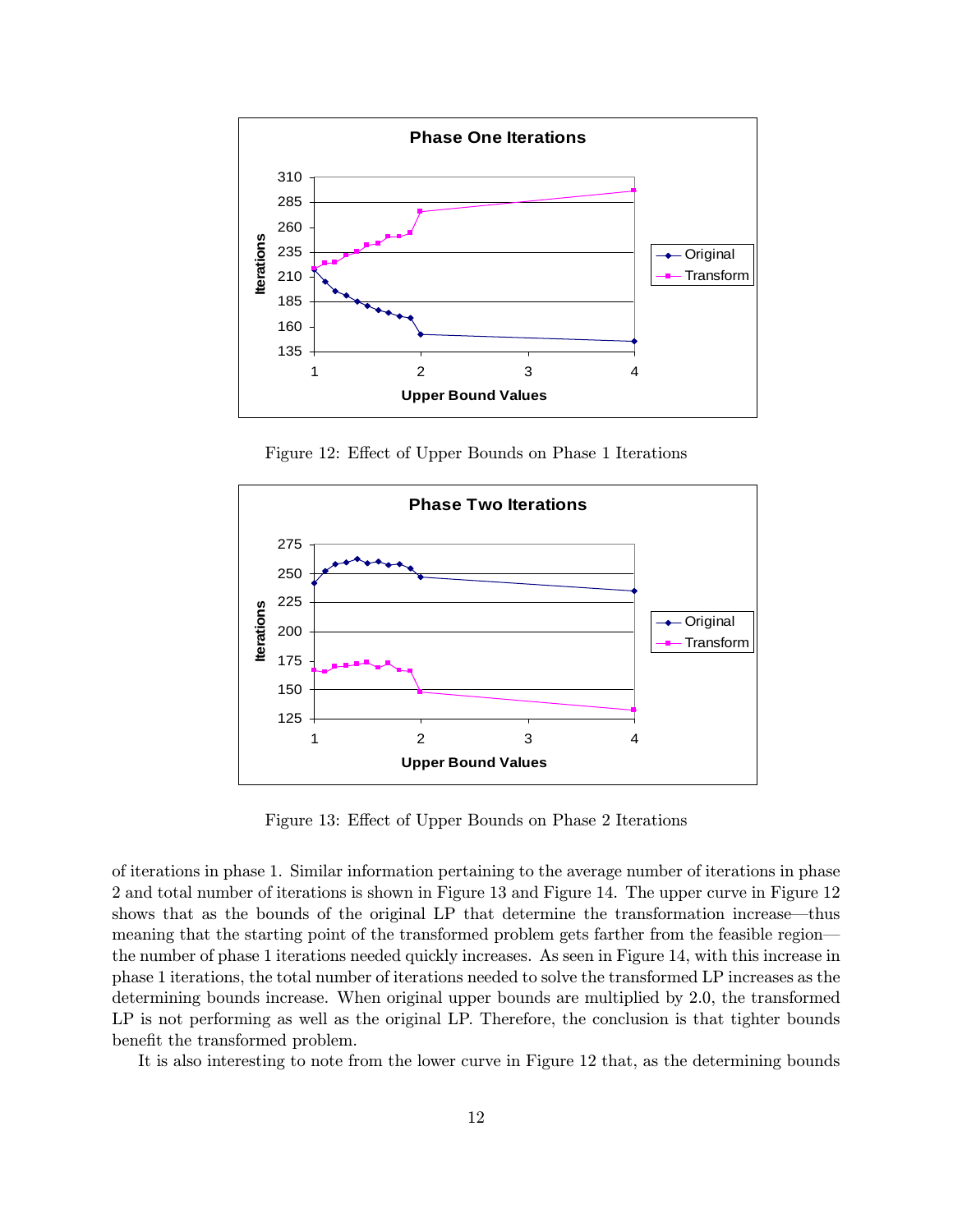Figure 12: Effect of Upper Bounds on Phase 1 Iterations

Figure 13: Effect of Upper Bounds on Phase 2 Iterations

of iterations in phase 1. Similar information pertaining to the average number of iterations in phase 2 and total number of iterations is shown in Figure 13 and Figure 14. The upper curve in Figure 12 shows that as the bounds of the original LP that determine the transformation increase—thus meaning that the starting point of the transformed problem gets farther from the feasible region—the number of phase 1 iterations needed quickly increases. As seen in Figure 14, with this increase in phase 1 iterations, the total number of iterations needed to solve the transformed LP increases as the determining bounds increase. When original upper bounds are multiplied by 2.0, the transformed LP is not performing as well as the original LP. Therefore, the conclusion is that tighter bounds benefit the transformed problem.

It is also interesting to note from the lower curve in Figure 12 that, as the determining bounds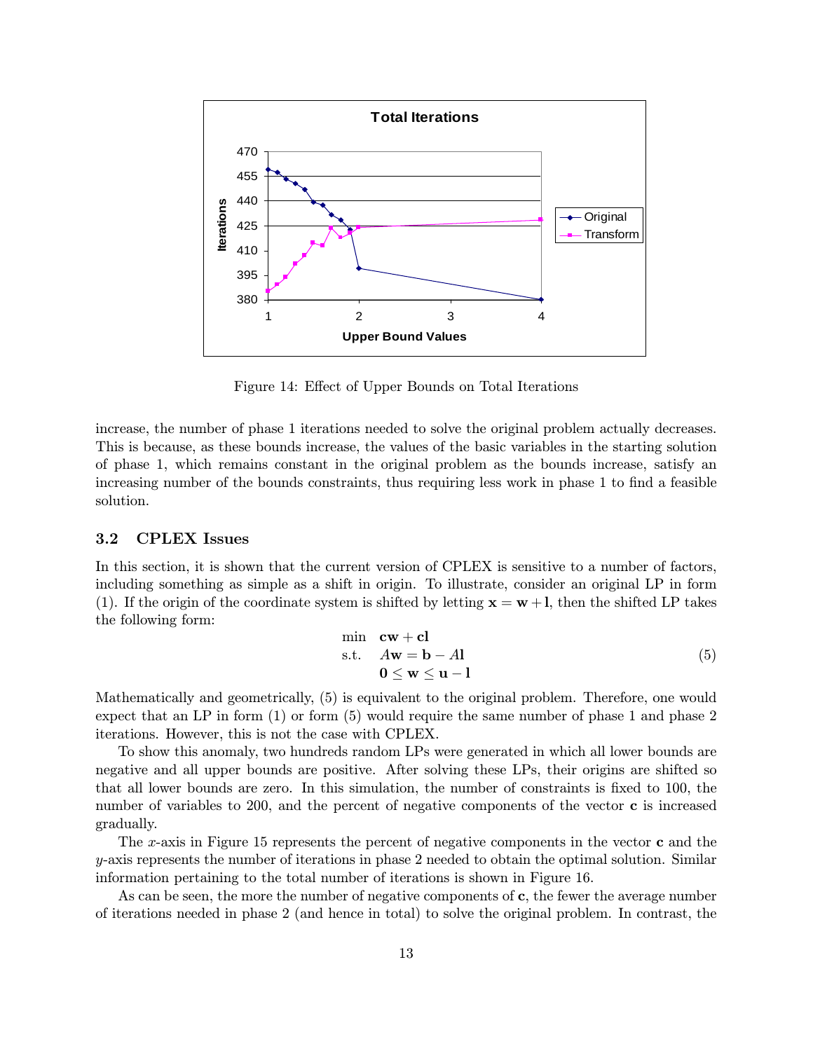Figure 14: Effect of Upper Bounds on Total Iterations

increase, the number of phase 1 iterations needed to solve the original problem actually decreases. This is because, as these bounds increase, the values of the basic variables in the starting solution of phase 1, which remains constant in the original problem as the bounds increase, satisfy an increasing number of the bounds constraints, thus requiring less work in phase 1 to find a feasible solution.

### 3.2 CPLEX Issues

In this section, it is shown that the current version of CPLEX is sensitive to a number of factors, including something as simple as a shift in origin. To illustrate, consider an original LP in form (1). If the origin of the coordinate system is shifted by letting $\mathbf{x} = \mathbf{w} + \mathbf{l}$, then the shifted LP takes the following form:

$$
\begin{array}{ll}
\min & \mathbf{cw} + \mathbf{cl} \\
\text{s.t.} & A\mathbf{w} = \mathbf{b} - A\mathbf{l} \\
& \mathbf{0} \leq \mathbf{w} \leq \mathbf{u} - \mathbf{l}
\end{array} \tag{5}
$$

Mathematically and geometrically, (5) is equivalent to the original problem. Therefore, one would expect that an LP in form (1) or form (5) would require the same number of phase 1 and phase 2 iterations. However, this is not the case with CPLEX.

To show this anomaly, two hundreds random LPs were generated in which all lower bounds are negative and all upper bounds are positive. After solving these LPs, their origins are shifted so that all lower bounds are zero. In this simulation, the number of constraints is fixed to 100, the number of variables to 200, and the percent of negative components of the vector $\mathbf{c}$ is increased gradually.

The $x$-axis in Figure 15 represents the percent of negative components in the vector $\mathbf{c}$ and the $y$-axis represents the number of iterations in phase 2 needed to obtain the optimal solution. Similar information pertaining to the total number of iterations is shown in Figure 16.

As can be seen, the more the number of negative components of $\mathbf{c}$, the fewer the average number of iterations needed in phase 2 (and hence in total) to solve the original problem. In contrast, the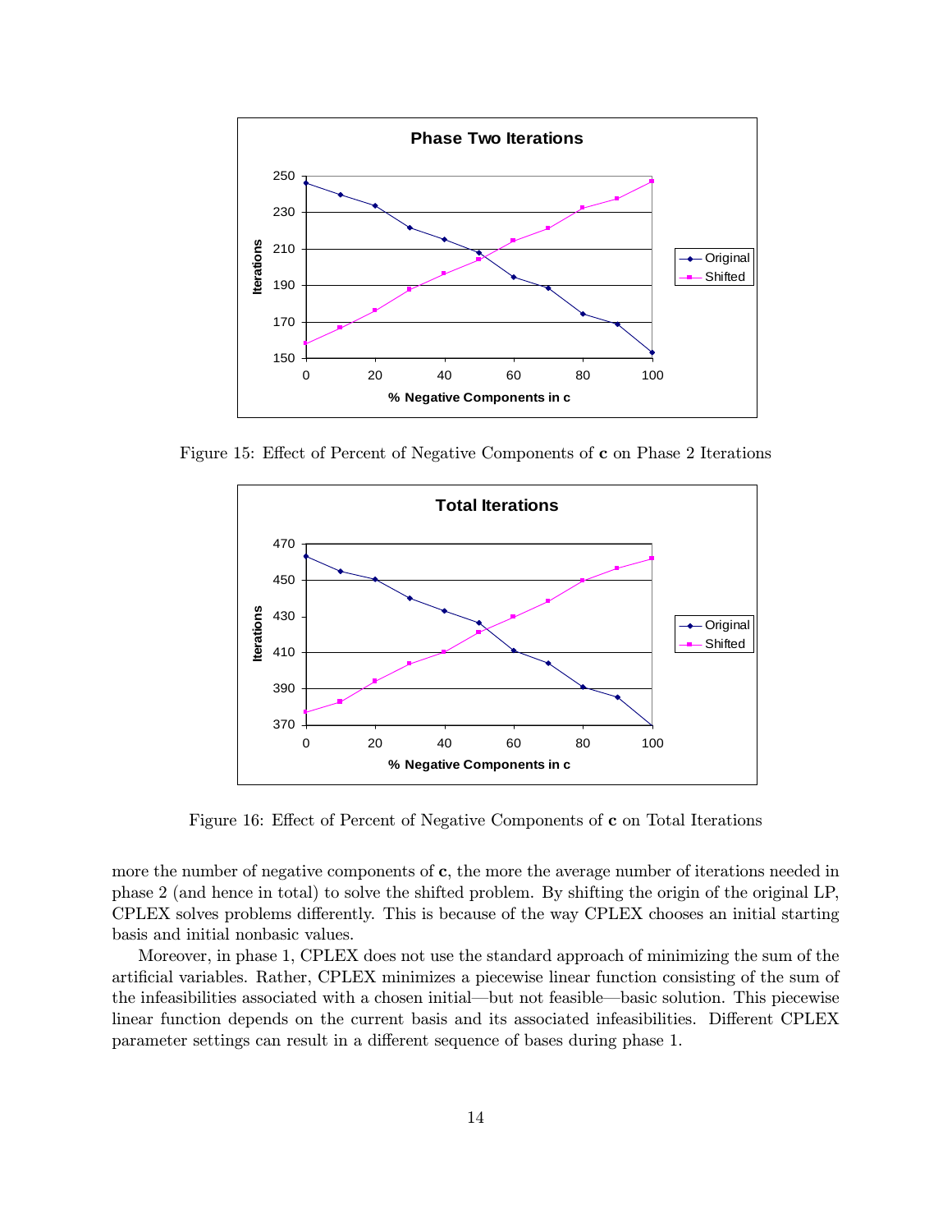Figure 15: Effect of Percent of Negative Components of **c** on Phase 2 Iterations

Figure 16: Effect of Percent of Negative Components of **c** on Total Iterations

more the number of negative components of **c**, the more the average number of iterations needed in phase 2 (and hence in total) to solve the shifted problem. By shifting the origin of the original LP, CPLEX solves problems differently. This is because of the way CPLEX chooses an initial starting basis and initial nonbasic values.

Moreover, in phase 1, CPLEX does not use the standard approach of minimizing the sum of the artificial variables. Rather, CPLEX minimizes a piecewise linear function consisting of the sum of the infeasibilities associated with a chosen initial—but not feasible—basic solution. This piecewise linear function depends on the current basis and its associated infeasibilities. Different CPLEX parameter settings can result in a different sequence of bases during phase 1.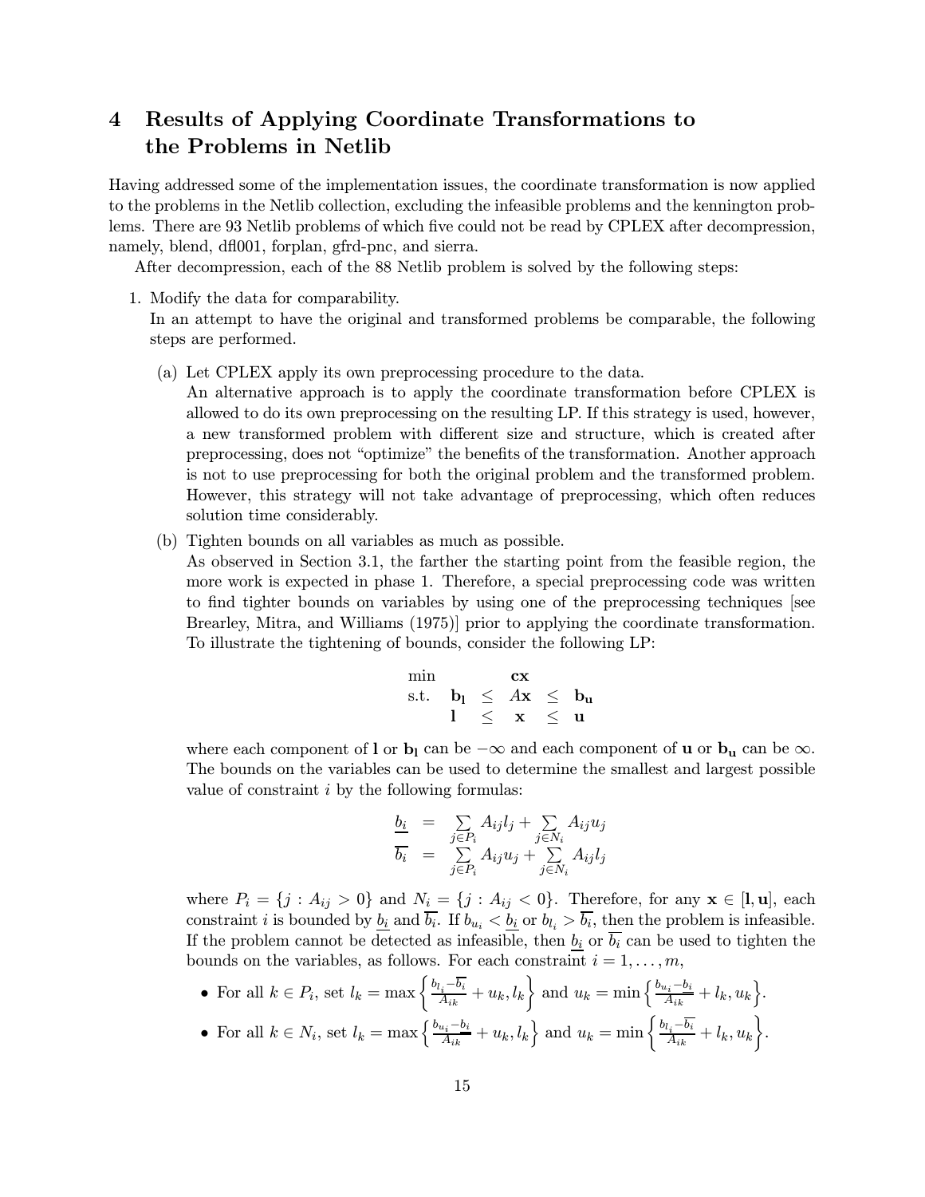# 4 Results of Applying Coordinate Transformations to the Problems in Netlib

Having addressed some of the implementation issues, the coordinate transformation is now applied to the problems in the Netlib collection, excluding the infeasible problems and the kennington problems. There are 93 Netlib problems of which five could not be read by CPLEX after decompression, namely, blend, dfl001, forplan, gfrd-pnc, and sierra.

After decompression, each of the 88 Netlib problem is solved by the following steps:

1. Modify the data for comparability.
   In an attempt to have the original and transformed problems be comparable, the following steps are performed.

   (a) Let CPLEX apply its own preprocessing procedure to the data.
   An alternative approach is to apply the coordinate transformation before CPLEX is allowed to do its own preprocessing on the resulting LP. If this strategy is used, however, a new transformed problem with different size and structure, which is created after preprocessing, does not "optimize" the benefits of the transformation. Another approach is not to use preprocessing for both the original problem and the transformed problem. However, this strategy will not take advantage of preprocessing, which often reduces solution time considerably.

   (b) Tighten bounds on all variables as much as possible.
   As observed in Section 3.1, the farther the starting point from the feasible region, the more work is expected in phase 1. Therefore, a special preprocessing code was written to find tighter bounds on variables by using one of the preprocessing techniques [see Brearley, Mitra, and Williams (1975)] prior to applying the coordinate transformation. To illustrate the tightening of bounds, consider the following LP:

$$
\begin{array}{lccccc}
\min & & & \mathbf{cx} & & \\
\text{s.t.} & \mathbf{b_l} & \leq & A\mathbf{x} & \leq & \mathbf{b_u} \\
 & \mathbf{l} & \leq & \mathbf{x} & \leq & \mathbf{u}
\end{array}
$$

   where each component of $\mathbf{l}$ or $\mathbf{b_l}$ can be $-\infty$ and each component of $\mathbf{u}$ or $\mathbf{b_u}$ can be $\infty$. The bounds on the variables can be used to determine the smallest and largest possible value of constraint $i$ by the following formulas:

$$
\begin{array}{rcl}
\underline{b_i} & = & \sum_{j \in P_i} A_{ij} l_j + \sum_{j \in N_i} A_{ij} u_j \\
\overline{b_i} & = & \sum_{j \in P_i} A_{ij} u_j + \sum_{j \in N_i} A_{ij} l_j
\end{array}
$$

   where $P_i = \{j : A_{ij} > 0\}$ and $N_i = \{j : A_{ij} < 0\}$. Therefore, for any $\mathbf{x} \in [\mathbf{l}, \mathbf{u}]$, each constraint $i$ is bounded by $\underline{b_i}$ and $\overline{b_i}$. If $b_{u_i} < \underline{b_i}$ or $b_{l_i} > \overline{b_i}$, then the problem is infeasible. If the problem cannot be detected as infeasible, then $\underline{b_i}$ or $\overline{b_i}$ can be used to tighten the bounds on the variables, as follows. For each constraint $i = 1, \ldots, m$,

   - For all $k \in P_i$, set $l_k = \max\left\{\frac{b_{l_i} - \overline{b_i}}{A_{ik}} + u_k, l_k\right\}$ and $u_k = \min\left\{\frac{b_{u_i} - \underline{b_i}}{A_{ik}} + l_k, u_k\right\}$.
   - For all $k \in N_i$, set $l_k = \max\left\{\frac{b_{u_i} - \underline{b_i}}{A_{ik}} + u_k, l_k\right\}$ and $u_k = \min\left\{\frac{b_{l_i} - \overline{b_i}}{A_{ik}} + l_k, u_k\right\}$.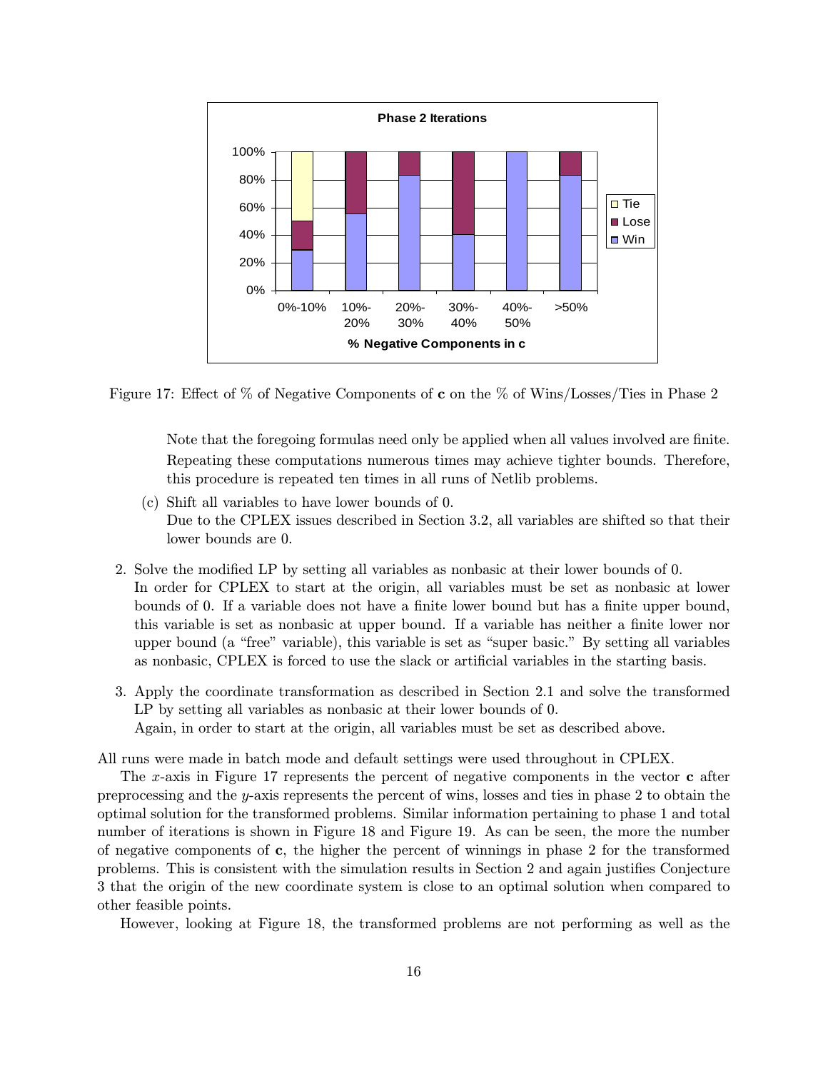Figure 17: Effect of % of Negative Components of **c** on the % of Wins/Losses/Ties in Phase 2

Note that the foregoing formulas need only be applied when all values involved are finite. Repeating these computations numerous times may achieve tighter bounds. Therefore, this procedure is repeated ten times in all runs of Netlib problems.

(c) Shift all variables to have lower bounds of 0.
Due to the CPLEX issues described in Section 3.2, all variables are shifted so that their lower bounds are 0.

2. Solve the modified LP by setting all variables as nonbasic at their lower bounds of 0.
In order for CPLEX to start at the origin, all variables must be set as nonbasic at lower bounds of 0. If a variable does not have a finite lower bound but has a finite upper bound, this variable is set as nonbasic at upper bound. If a variable has neither a finite lower nor upper bound (a "free" variable), this variable is set as "super basic." By setting all variables as nonbasic, CPLEX is forced to use the slack or artificial variables in the starting basis.

3. Apply the coordinate transformation as described in Section 2.1 and solve the transformed LP by setting all variables as nonbasic at their lower bounds of 0.
Again, in order to start at the origin, all variables must be set as described above.

All runs were made in batch mode and default settings were used throughout in CPLEX.

The $x$-axis in Figure 17 represents the percent of negative components in the vector **c** after preprocessing and the $y$-axis represents the percent of wins, losses and ties in phase 2 to obtain the optimal solution for the transformed problems. Similar information pertaining to phase 1 and total number of iterations is shown in Figure 18 and Figure 19. As can be seen, the more the number of negative components of **c**, the higher the percent of winnings in phase 2 for the transformed problems. This is consistent with the simulation results in Section 2 and again justifies Conjecture 3 that the origin of the new coordinate system is close to an optimal solution when compared to other feasible points.

However, looking at Figure 18, the transformed problems are not performing as well as the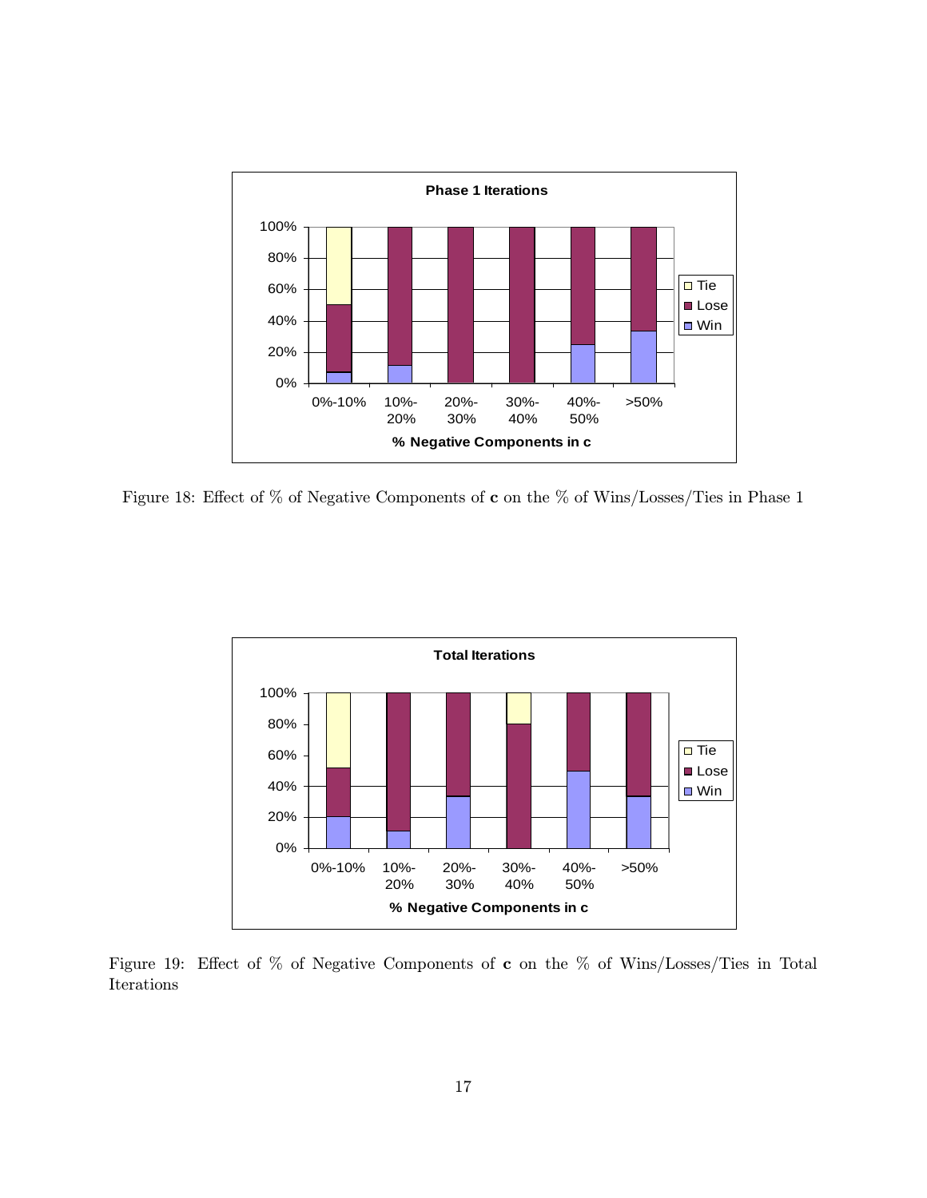Figure 18: Effect of % of Negative Components of **c** on the % of Wins/Losses/Ties in Phase 1

Figure 19: Effect of % of Negative Components of **c** on the % of Wins/Losses/Ties in Total Iterations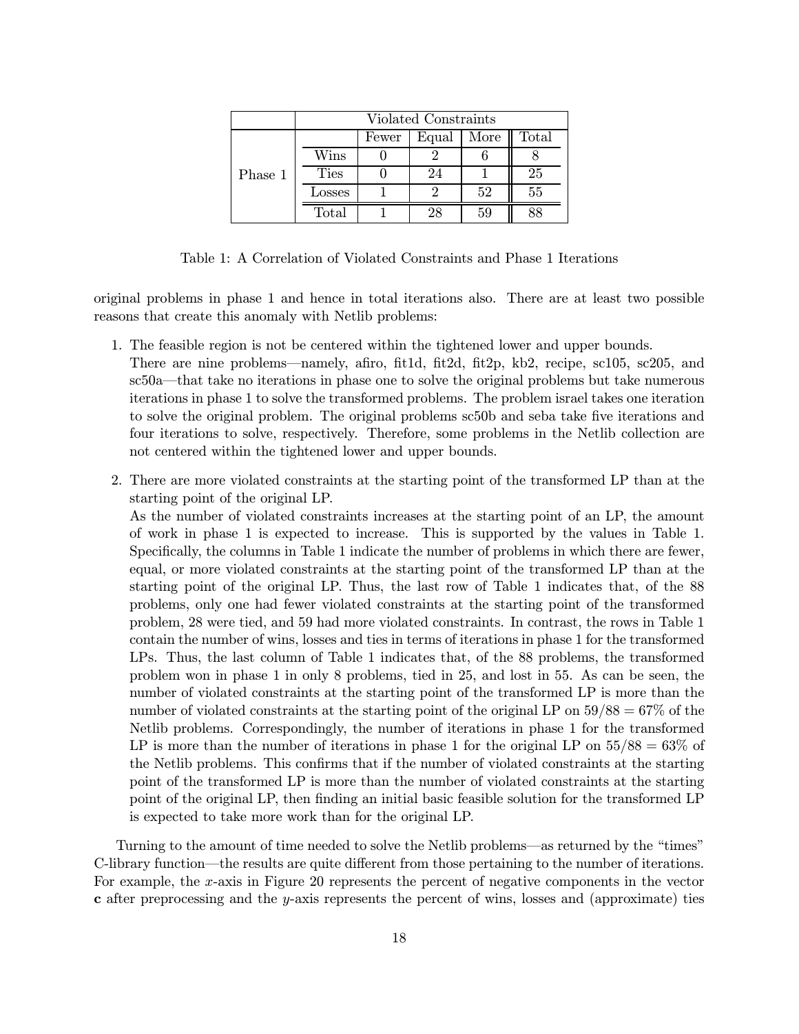| | | Violated Constraints | | | |
|---|---|---|---|---|---|
| | | Fewer | Equal | More | Total |
| Phase 1 | Wins | 0 | 2 | 6 | 8 |
| | Ties | 0 | 24 | 1 | 25 |
| | Losses | 1 | 2 | 52 | 55 |
| | Total | 1 | 28 | 59 | 88 |

Table 1: A Correlation of Violated Constraints and Phase 1 Iterations

original problems in phase 1 and hence in total iterations also. There are at least two possible reasons that create this anomaly with Netlib problems:

1. The feasible region is not be centered within the tightened lower and upper bounds.
   There are nine problems—namely, afiro, fit1d, fit2d, fit2p, kb2, recipe, sc105, sc205, and sc50a—that take no iterations in phase one to solve the original problems but take numerous iterations in phase 1 to solve the transformed problems. The problem israel takes one iteration to solve the original problem. The original problems sc50b and seba take five iterations and four iterations to solve, respectively. Therefore, some problems in the Netlib collection are not centered within the tightened lower and upper bounds.

2. There are more violated constraints at the starting point of the transformed LP than at the starting point of the original LP.
   As the number of violated constraints increases at the starting point of an LP, the amount of work in phase 1 is expected to increase. This is supported by the values in Table 1. Specifically, the columns in Table 1 indicate the number of problems in which there are fewer, equal, or more violated constraints at the starting point of the transformed LP than at the starting point of the original LP. Thus, the last row of Table 1 indicates that, of the 88 problems, only one had fewer violated constraints at the starting point of the transformed problem, 28 were tied, and 59 had more violated constraints. In contrast, the rows in Table 1 contain the number of wins, losses and ties in terms of iterations in phase 1 for the transformed LPs. Thus, the last column of Table 1 indicates that, of the 88 problems, the transformed problem won in phase 1 in only 8 problems, tied in 25, and lost in 55. As can be seen, the number of violated constraints at the starting point of the transformed LP is more than the number of violated constraints at the starting point of the original LP on $59/88 = 67\%$ of the Netlib problems. Correspondingly, the number of iterations in phase 1 for the transformed LP is more than the number of iterations in phase 1 for the original LP on $55/88 = 63\%$ of the Netlib problems. This confirms that if the number of violated constraints at the starting point of the transformed LP is more than the number of violated constraints at the starting point of the original LP, then finding an initial basic feasible solution for the transformed LP is expected to take more work than for the original LP.

Turning to the amount of time needed to solve the Netlib problems—as returned by the "times" C-library function—the results are quite different from those pertaining to the number of iterations. For example, the $x$-axis in Figure 20 represents the percent of negative components in the vector $\mathbf{c}$ after preprocessing and the $y$-axis represents the percent of wins, losses and (approximate) ties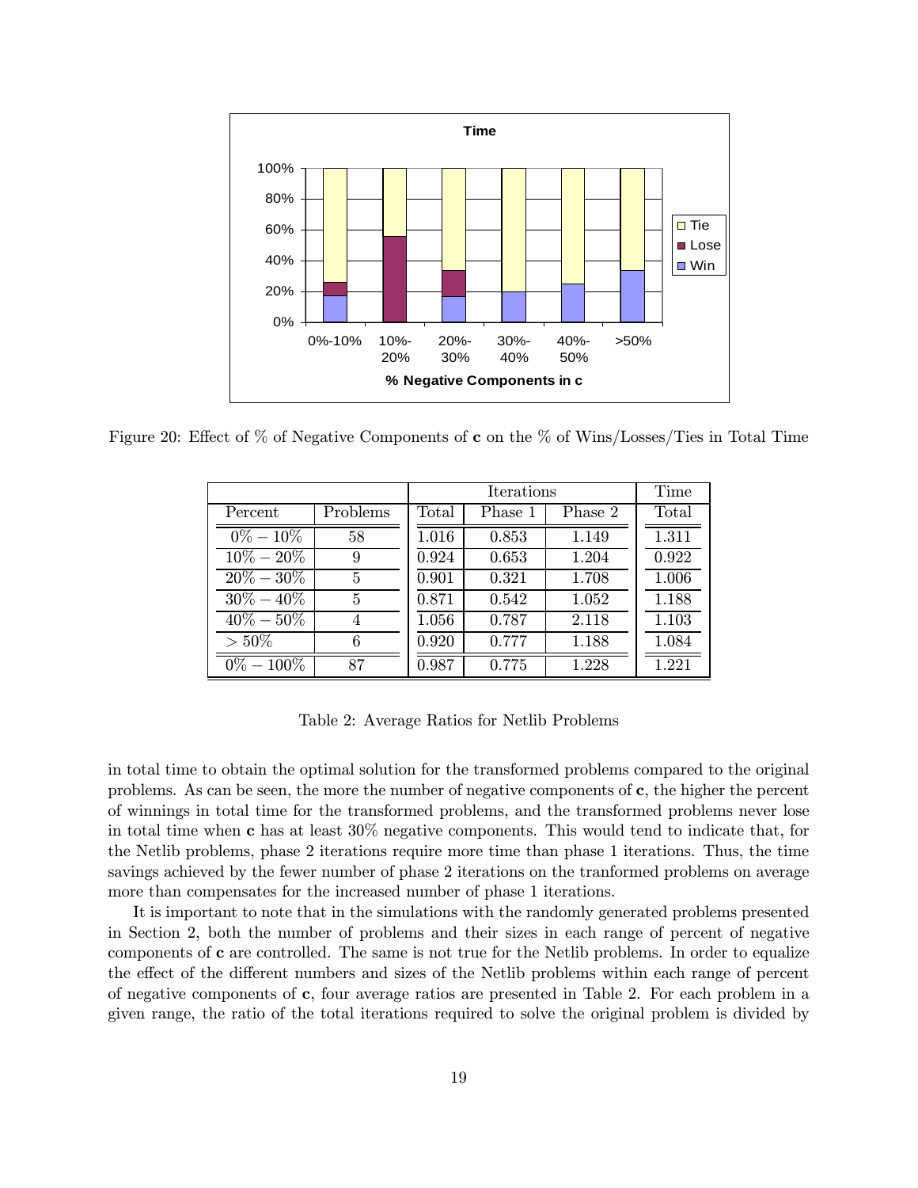Figure 20: Effect of % of Negative Components of **c** on the % of Wins/Losses/Ties in Total Time

| | | Iterations | | | Time |
|---|---|---|---|---|---|
| Percent | Problems | Total | Phase 1 | Phase 2 | Total |
| $0\% - 10\%$ | 58 | 1.016 | 0.853 | 1.149 | 1.311 |
| $10\% - 20\%$ | 9 | 0.924 | 0.653 | 1.204 | 0.922 |
| $20\% - 30\%$ | 5 | 0.901 | 0.321 | 1.708 | 1.006 |
| $30\% - 40\%$ | 5 | 0.871 | 0.542 | 1.052 | 1.188 |
| $40\% - 50\%$ | 4 | 1.056 | 0.787 | 2.118 | 1.103 |
| $> 50\%$ | 6 | 0.920 | 0.777 | 1.188 | 1.084 |
| $0\% - 100\%$ | 87 | 0.987 | 0.775 | 1.228 | 1.221 |

Table 2: Average Ratios for Netlib Problems

in total time to obtain the optimal solution for the transformed problems compared to the original problems. As can be seen, the more the number of negative components of **c**, the higher the percent of winnings in total time for the transformed problems, and the transformed problems never lose in total time when **c** has at least 30% negative components. This would tend to indicate that, for the Netlib problems, phase 2 iterations require more time than phase 1 iterations. Thus, the time savings achieved by the fewer number of phase 2 iterations on the tranformed problems on average more than compensates for the increased number of phase 1 iterations.

It is important to note that in the simulations with the randomly generated problems presented in Section 2, both the number of problems and their sizes in each range of percent of negative components of **c** are controlled. The same is not true for the Netlib problems. In order to equalize the effect of the different numbers and sizes of the Netlib problems within each range of percent of negative components of **c**, four average ratios are presented in Table 2. For each problem in a given range, the ratio of the total iterations required to solve the original problem is divided by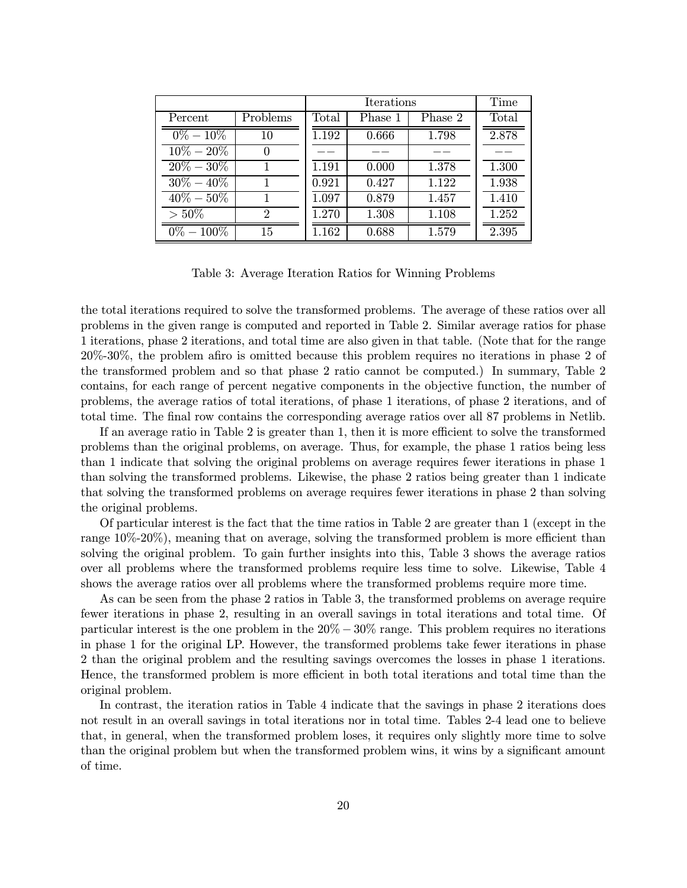| | | Iterations | | | Time |
|---|---|---|---|---|---|
| Percent | Problems | Total | Phase 1 | Phase 2 | Total |
| $0\% - 10\%$ | 10 | 1.192 | 0.666 | 1.798 | 2.878 |
| $10\% - 20\%$ | 0 | $--$ | $--$ | $--$ | $--$ |
| $20\% - 30\%$ | 1 | 1.191 | 0.000 | 1.378 | 1.300 |
| $30\% - 40\%$ | 1 | 0.921 | 0.427 | 1.122 | 1.938 |
| $40\% - 50\%$ | 1 | 1.097 | 0.879 | 1.457 | 1.410 |
| $> 50\%$ | 2 | 1.270 | 1.308 | 1.108 | 1.252 |
| $0\% - 100\%$ | 15 | 1.162 | 0.688 | 1.579 | 2.395 |

Table 3: Average Iteration Ratios for Winning Problems

the total iterations required to solve the transformed problems. The average of these ratios over all problems in the given range is computed and reported in Table 2. Similar average ratios for phase 1 iterations, phase 2 iterations, and total time are also given in that table. (Note that for the range 20%-30%, the problem afiro is omitted because this problem requires no iterations in phase 2 of the transformed problem and so that phase 2 ratio cannot be computed.) In summary, Table 2 contains, for each range of percent negative components in the objective function, the number of problems, the average ratios of total iterations, of phase 1 iterations, of phase 2 iterations, and of total time. The final row contains the corresponding average ratios over all 87 problems in Netlib.

If an average ratio in Table 2 is greater than 1, then it is more efficient to solve the transformed problems than the original problems, on average. Thus, for example, the phase 1 ratios being less than 1 indicate that solving the original problems on average requires fewer iterations in phase 1 than solving the transformed problems. Likewise, the phase 2 ratios being greater than 1 indicate that solving the transformed problems on average requires fewer iterations in phase 2 than solving the original problems.

Of particular interest is the fact that the time ratios in Table 2 are greater than 1 (except in the range 10%-20%), meaning that on average, solving the transformed problem is more efficient than solving the original problem. To gain further insights into this, Table 3 shows the average ratios over all problems where the transformed problems require less time to solve. Likewise, Table 4 shows the average ratios over all problems where the transformed problems require more time.

As can be seen from the phase 2 ratios in Table 3, the transformed problems on average require fewer iterations in phase 2, resulting in an overall savings in total iterations and total time. Of particular interest is the one problem in the $20\% - 30\%$ range. This problem requires no iterations in phase 1 for the original LP. However, the transformed problems take fewer iterations in phase 2 than the original problem and the resulting savings overcomes the losses in phase 1 iterations. Hence, the transformed problem is more efficient in both total iterations and total time than the original problem.

In contrast, the iteration ratios in Table 4 indicate that the savings in phase 2 iterations does not result in an overall savings in total iterations nor in total time. Tables 2-4 lead one to believe that, in general, when the transformed problem loses, it requires only slightly more time to solve than the original problem but when the transformed problem wins, it wins by a significant amount of time.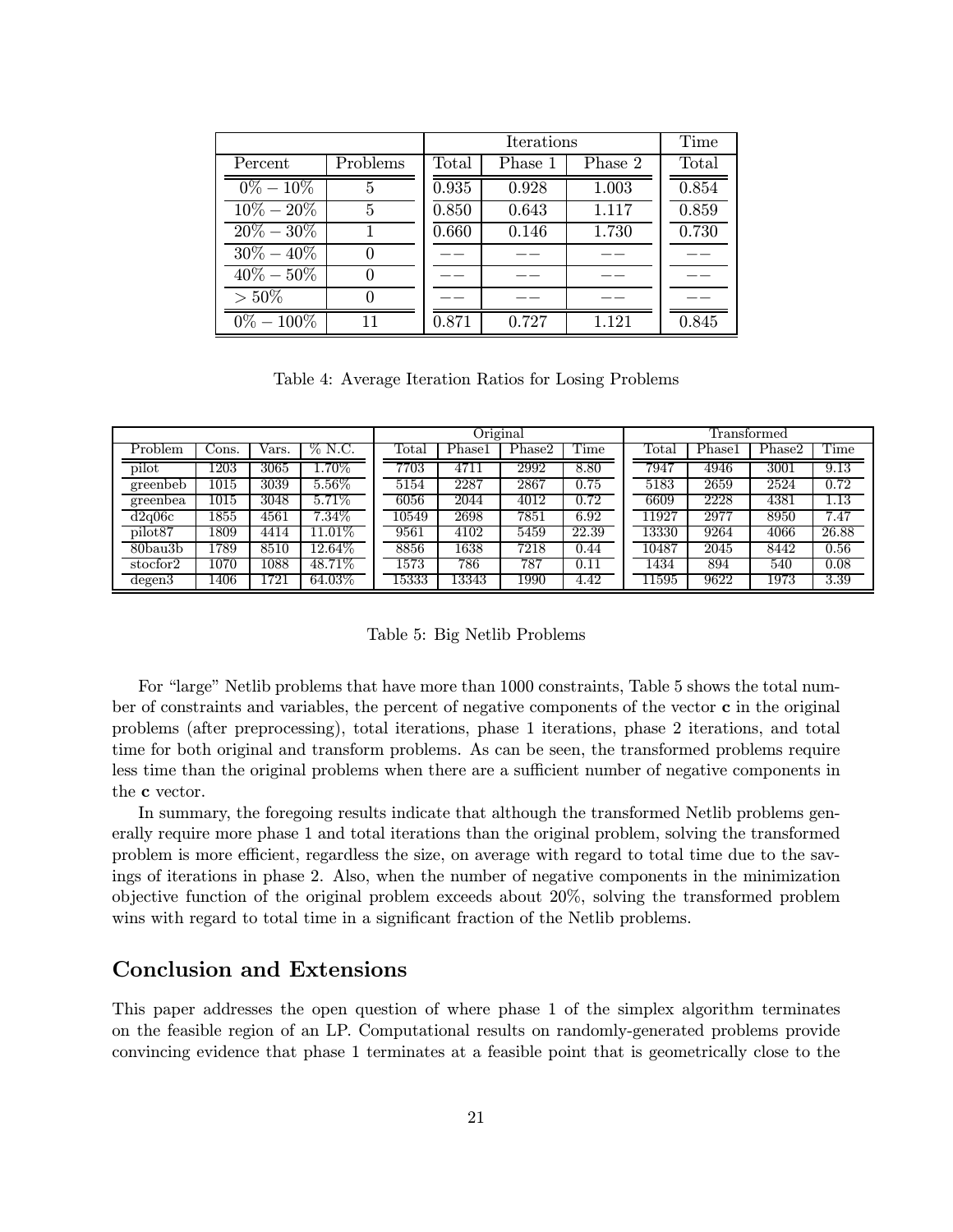| | | Iterations | | | Time |
|---|---|---|---|---|---|
| Percent | Problems | Total | Phase 1 | Phase 2 | Total |
| $0\% - 10\%$ | 5 | 0.935 | 0.928 | 1.003 | 0.854 |
| $10\% - 20\%$ | 5 | 0.850 | 0.643 | 1.117 | 0.859 |
| $20\% - 30\%$ | 1 | 0.660 | 0.146 | 1.730 | 0.730 |
| $30\% - 40\%$ | 0 | −− | −− | −− | −− |
| $40\% - 50\%$ | 0 | −− | −− | −− | −− |
| $> 50\%$ | 0 | −− | −− | −− | −− |
| $0\% - 100\%$ | 11 | 0.871 | 0.727 | 1.121 | 0.845 |

Table 4: Average Iteration Ratios for Losing Problems

| | | | | Original | | | | Transformed | | | |
|---|---|---|---|---|---|---|---|---|---|---|---|
| Problem | Cons. | Vars. | % N.C. | Total | Phase1 | Phase2 | Time | Total | Phase1 | Phase2 | Time |
| pilot | 1203 | 3065 | 1.70% | 7703 | 4711 | 2992 | 8.80 | 7947 | 4946 | 3001 | 9.13 |
| greenbeb | 1015 | 3039 | 5.56% | 5154 | 2287 | 2867 | 0.75 | 5183 | 2659 | 2524 | 0.72 |
| greenbea | 1015 | 3048 | 5.71% | 6056 | 2044 | 4012 | 0.72 | 6609 | 2228 | 4381 | 1.13 |
| d2q06c | 1855 | 4561 | 7.34% | 10549 | 2698 | 7851 | 6.92 | 11927 | 2977 | 8950 | 7.47 |
| pilot87 | 1809 | 4414 | 11.01% | 9561 | 4102 | 5459 | 22.39 | 13330 | 9264 | 4066 | 26.88 |
| 80bau3b | 1789 | 8510 | 12.64% | 8856 | 1638 | 7218 | 0.44 | 10487 | 2045 | 8442 | 0.56 |
| stocfor2 | 1070 | 1088 | 48.71% | 1573 | 786 | 787 | 0.11 | 1434 | 894 | 540 | 0.08 |
| degen3 | 1406 | 1721 | 64.03% | 15333 | 13343 | 1990 | 4.42 | 11595 | 9622 | 1973 | 3.39 |

Table 5: Big Netlib Problems

For "large" Netlib problems that have more than 1000 constraints, Table 5 shows the total number of constraints and variables, the percent of negative components of the vector **c** in the original problems (after preprocessing), total iterations, phase 1 iterations, phase 2 iterations, and total time for both original and transform problems. As can be seen, the transformed problems require less time than the original problems when there are a sufficient number of negative components in the **c** vector.

In summary, the foregoing results indicate that although the transformed Netlib problems generally require more phase 1 and total iterations than the original problem, solving the transformed problem is more efficient, regardless the size, on average with regard to total time due to the savings of iterations in phase 2. Also, when the number of negative components in the minimization objective function of the original problem exceeds about 20%, solving the transformed problem wins with regard to total time in a significant fraction of the Netlib problems.

## Conclusion and Extensions

This paper addresses the open question of where phase 1 of the simplex algorithm terminates on the feasible region of an LP. Computational results on randomly-generated problems provide convincing evidence that phase 1 terminates at a feasible point that is geometrically close to the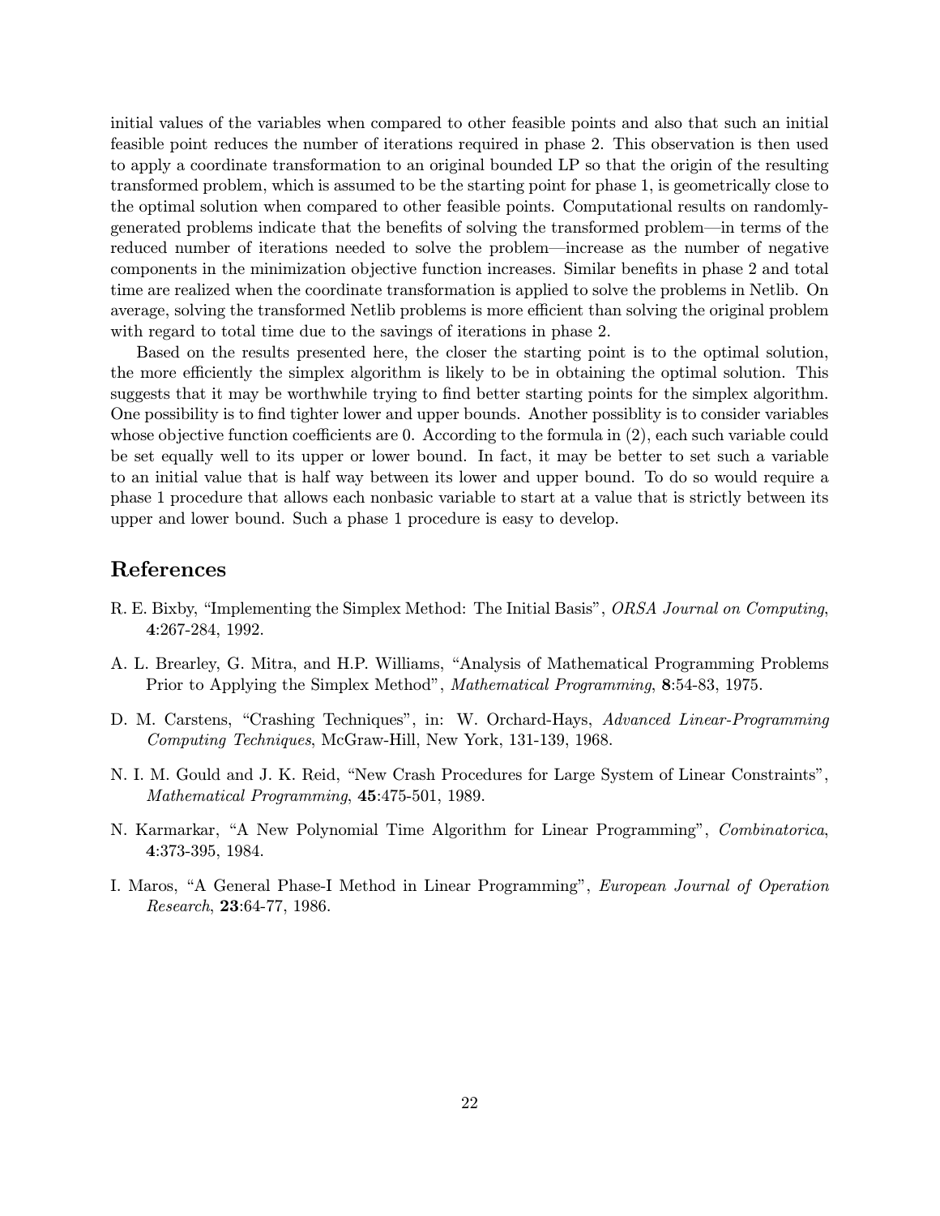initial values of the variables when compared to other feasible points and also that such an initial feasible point reduces the number of iterations required in phase 2. This observation is then used to apply a coordinate transformation to an original bounded LP so that the origin of the resulting transformed problem, which is assumed to be the starting point for phase 1, is geometrically close to the optimal solution when compared to other feasible points. Computational results on randomly-generated problems indicate that the benefits of solving the transformed problem—in terms of the reduced number of iterations needed to solve the problem—increase as the number of negative components in the minimization objective function increases. Similar benefits in phase 2 and total time are realized when the coordinate transformation is applied to solve the problems in Netlib. On average, solving the transformed Netlib problems is more efficient than solving the original problem with regard to total time due to the savings of iterations in phase 2.

Based on the results presented here, the closer the starting point is to the optimal solution, the more efficiently the simplex algorithm is likely to be in obtaining the optimal solution. This suggests that it may be worthwhile trying to find better starting points for the simplex algorithm. One possibility is to find tighter lower and upper bounds. Another possiblity is to consider variables whose objective function coefficients are 0. According to the formula in (2), each such variable could be set equally well to its upper or lower bound. In fact, it may be better to set such a variable to an initial value that is half way between its lower and upper bound. To do so would require a phase 1 procedure that allows each nonbasic variable to start at a value that is strictly between its upper and lower bound. Such a phase 1 procedure is easy to develop.

## References

R. E. Bixby, "Implementing the Simplex Method: The Initial Basis", *ORSA Journal on Computing*, **4**:267-284, 1992.

A. L. Brearley, G. Mitra, and H.P. Williams, "Analysis of Mathematical Programming Problems Prior to Applying the Simplex Method", *Mathematical Programming*, **8**:54-83, 1975.

D. M. Carstens, "Crashing Techniques", in: W. Orchard-Hays, *Advanced Linear-Programming Computing Techniques*, McGraw-Hill, New York, 131-139, 1968.

N. I. M. Gould and J. K. Reid, "New Crash Procedures for Large System of Linear Constraints", *Mathematical Programming*, **45**:475-501, 1989.

N. Karmarkar, "A New Polynomial Time Algorithm for Linear Programming", *Combinatorica*, **4**:373-395, 1984.

I. Maros, "A General Phase-I Method in Linear Programming", *European Journal of Operation Research*, **23**:64-77, 1986.